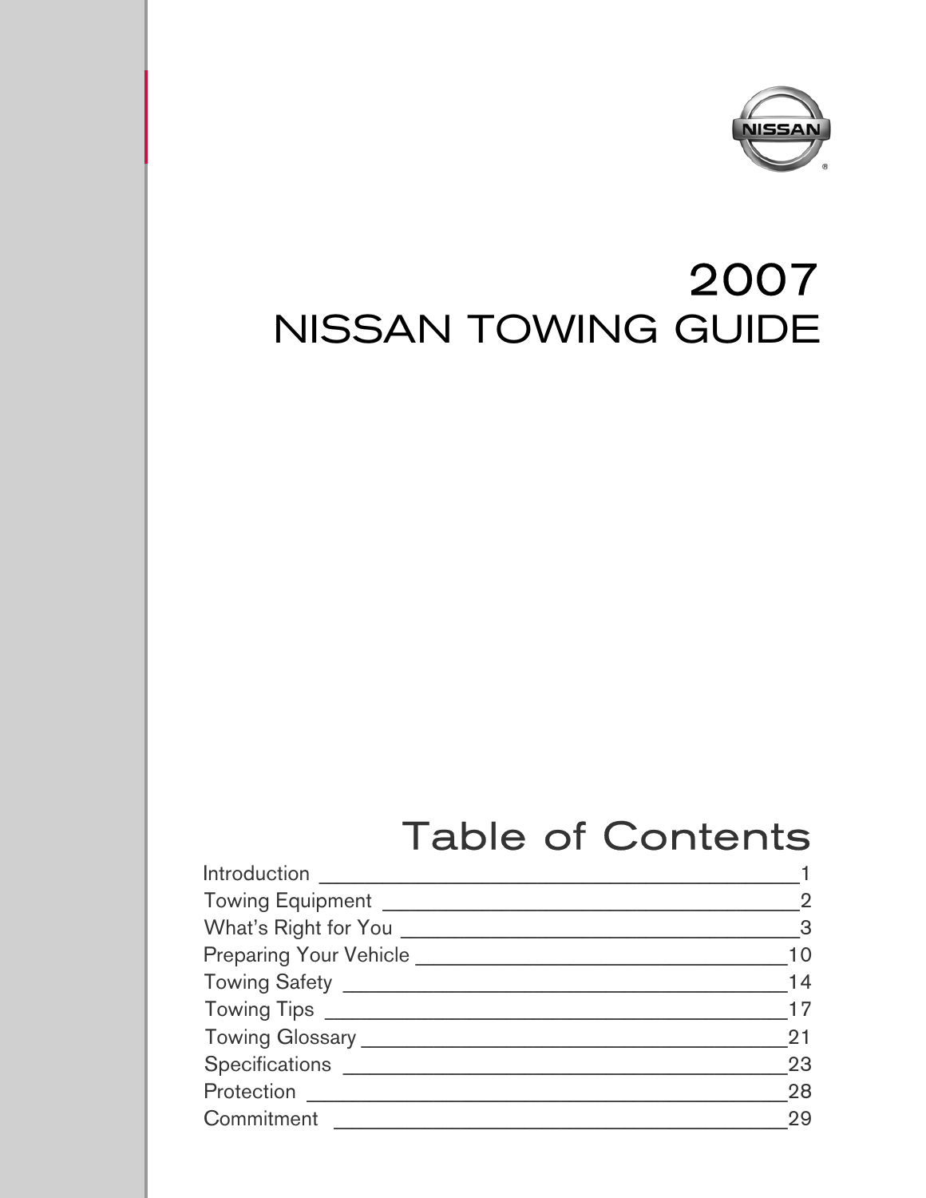# 2007
# NISSAN TOWING GUIDE

## Table of Contents

| Section | Page |
| --- | --- |
| Introduction | 1 |
| Towing Equipment | 2 |
| What's Right for You | 3 |
| Preparing Your Vehicle | 10 |
| Towing Safety | 14 |
| Towing Tips | 17 |
| Towing Glossary | 21 |
| Specifications | 23 |
| Protection | 28 |
| Commitment | 29 |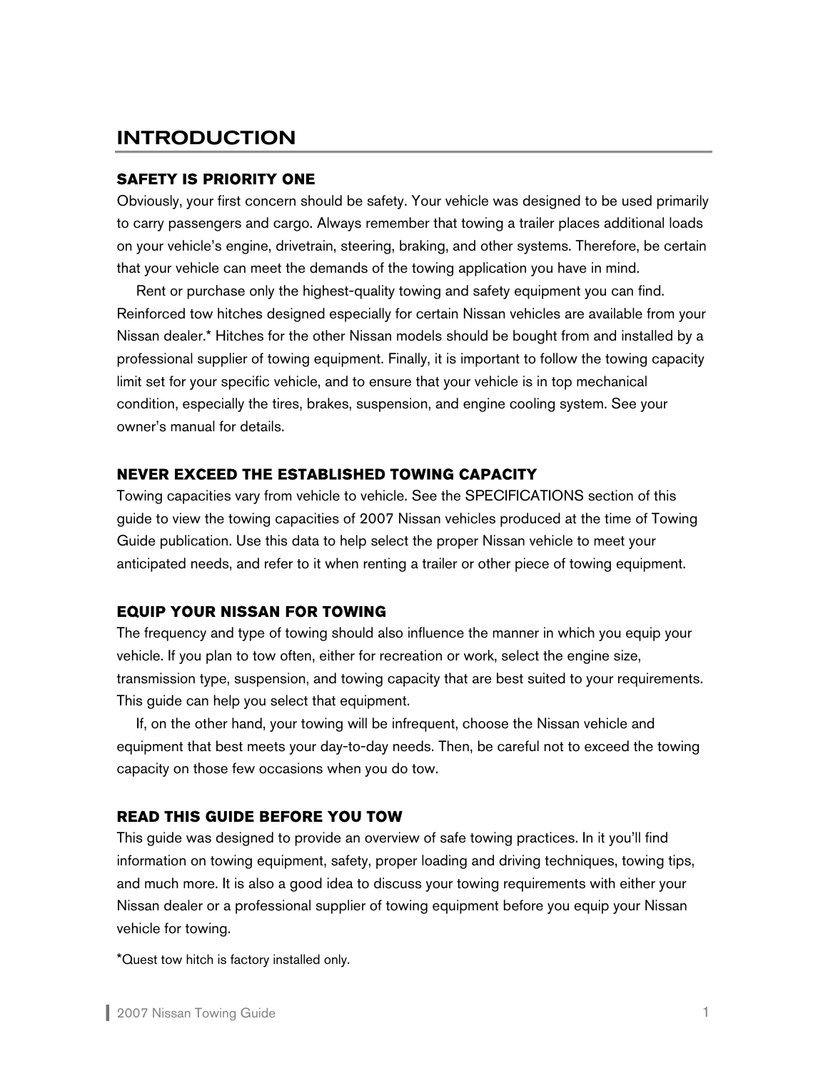# INTRODUCTION

## SAFETY IS PRIORITY ONE

Obviously, your first concern should be safety. Your vehicle was designed to be used primarily to carry passengers and cargo. Always remember that towing a trailer places additional loads on your vehicle's engine, drivetrain, steering, braking, and other systems. Therefore, be certain that your vehicle can meet the demands of the towing application you have in mind.

Rent or purchase only the highest-quality towing and safety equipment you can find. Reinforced tow hitches designed especially for certain Nissan vehicles are available from your Nissan dealer.* Hitches for the other Nissan models should be bought from and installed by a professional supplier of towing equipment. Finally, it is important to follow the towing capacity limit set for your specific vehicle, and to ensure that your vehicle is in top mechanical condition, especially the tires, brakes, suspension, and engine cooling system. See your owner's manual for details.

## NEVER EXCEED THE ESTABLISHED TOWING CAPACITY

Towing capacities vary from vehicle to vehicle. See the SPECIFICATIONS section of this guide to view the towing capacities of 2007 Nissan vehicles produced at the time of Towing Guide publication. Use this data to help select the proper Nissan vehicle to meet your anticipated needs, and refer to it when renting a trailer or other piece of towing equipment.

## EQUIP YOUR NISSAN FOR TOWING

The frequency and type of towing should also influence the manner in which you equip your vehicle. If you plan to tow often, either for recreation or work, select the engine size, transmission type, suspension, and towing capacity that are best suited to your requirements. This guide can help you select that equipment.

If, on the other hand, your towing will be infrequent, choose the Nissan vehicle and equipment that best meets your day-to-day needs. Then, be careful not to exceed the towing capacity on those few occasions when you do tow.

## READ THIS GUIDE BEFORE YOU TOW

This guide was designed to provide an overview of safe towing practices. In it you'll find information on towing equipment, safety, proper loading and driving techniques, towing tips, and much more. It is also a good idea to discuss your towing requirements with either your Nissan dealer or a professional supplier of towing equipment before you equip your Nissan vehicle for towing.

*Quest tow hitch is factory installed only.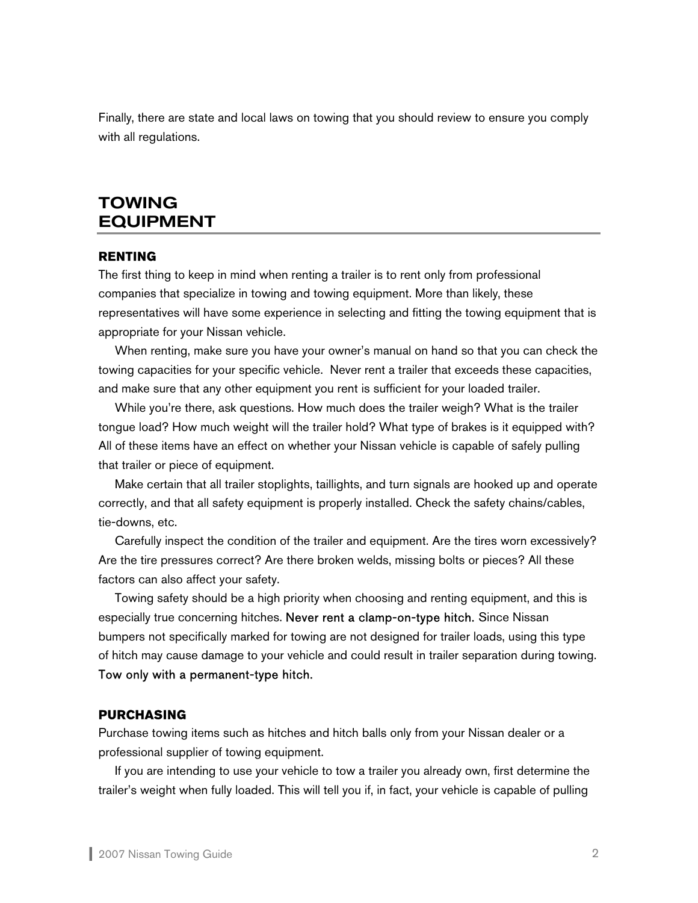Finally, there are state and local laws on towing that you should review to ensure you comply with all regulations.

## TOWING EQUIPMENT

### RENTING

The first thing to keep in mind when renting a trailer is to rent only from professional companies that specialize in towing and towing equipment. More than likely, these representatives will have some experience in selecting and fitting the towing equipment that is appropriate for your Nissan vehicle.

When renting, make sure you have your owner's manual on hand so that you can check the towing capacities for your specific vehicle. Never rent a trailer that exceeds these capacities, and make sure that any other equipment you rent is sufficient for your loaded trailer.

While you're there, ask questions. How much does the trailer weigh? What is the trailer tongue load? How much weight will the trailer hold? What type of brakes is it equipped with? All of these items have an effect on whether your Nissan vehicle is capable of safely pulling that trailer or piece of equipment.

Make certain that all trailer stoplights, taillights, and turn signals are hooked up and operate correctly, and that all safety equipment is properly installed. Check the safety chains/cables, tie-downs, etc.

Carefully inspect the condition of the trailer and equipment. Are the tires worn excessively? Are the tire pressures correct? Are there broken welds, missing bolts or pieces? All these factors can also affect your safety.

Towing safety should be a high priority when choosing and renting equipment, and this is especially true concerning hitches. Never rent a clamp-on-type hitch. Since Nissan bumpers not specifically marked for towing are not designed for trailer loads, using this type of hitch may cause damage to your vehicle and could result in trailer separation during towing. Tow only with a permanent-type hitch.

### PURCHASING

Purchase towing items such as hitches and hitch balls only from your Nissan dealer or a professional supplier of towing equipment.

If you are intending to use your vehicle to tow a trailer you already own, first determine the trailer's weight when fully loaded. This will tell you if, in fact, your vehicle is capable of pulling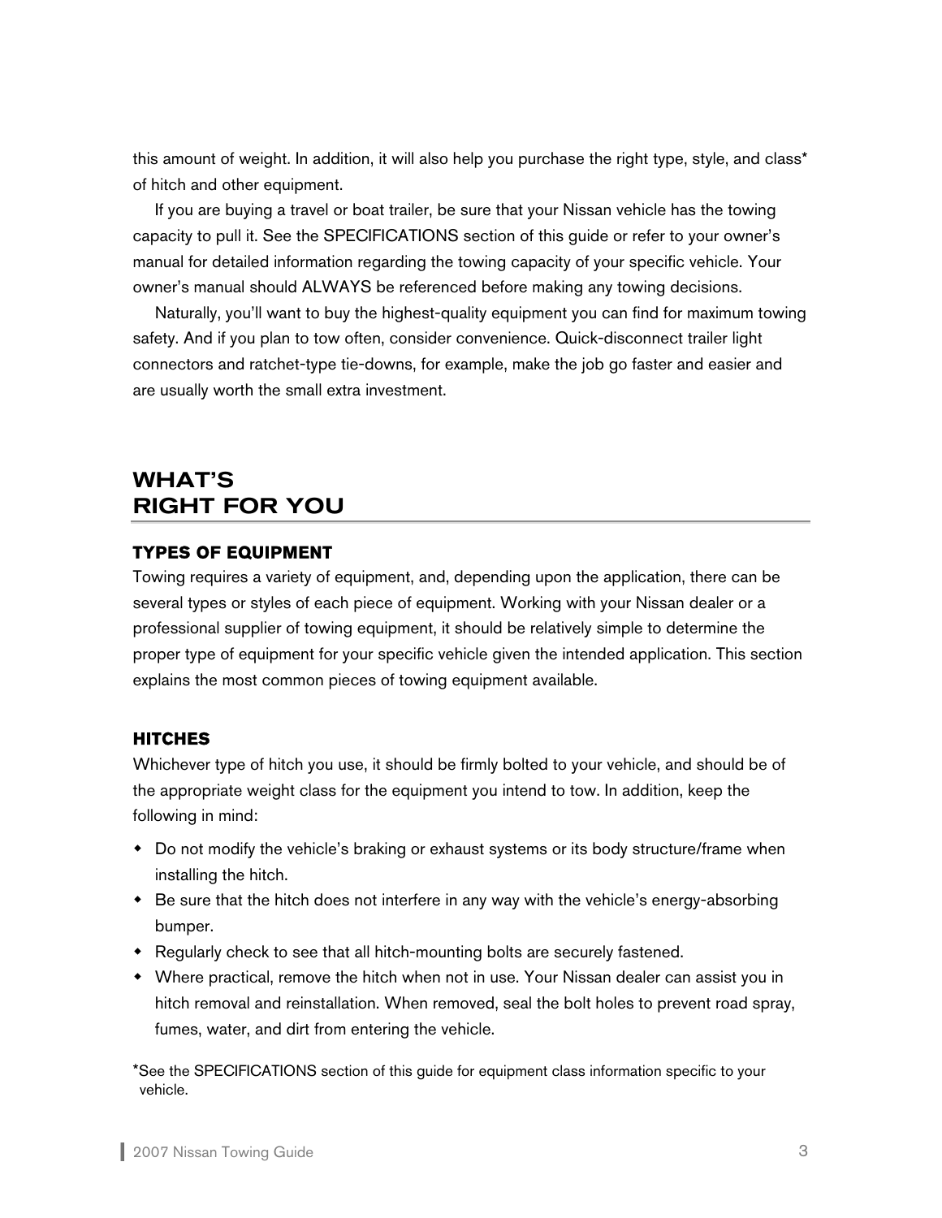this amount of weight. In addition, it will also help you purchase the right type, style, and class* of hitch and other equipment.

If you are buying a travel or boat trailer, be sure that your Nissan vehicle has the towing capacity to pull it. See the SPECIFICATIONS section of this guide or refer to your owner's manual for detailed information regarding the towing capacity of your specific vehicle. Your owner's manual should ALWAYS be referenced before making any towing decisions.

Naturally, you'll want to buy the highest-quality equipment you can find for maximum towing safety. And if you plan to tow often, consider convenience. Quick-disconnect trailer light connectors and ratchet-type tie-downs, for example, make the job go faster and easier and are usually worth the small extra investment.

## WHAT'S RIGHT FOR YOU

### TYPES OF EQUIPMENT

Towing requires a variety of equipment, and, depending upon the application, there can be several types or styles of each piece of equipment. Working with your Nissan dealer or a professional supplier of towing equipment, it should be relatively simple to determine the proper type of equipment for your specific vehicle given the intended application. This section explains the most common pieces of towing equipment available.

### HITCHES

Whichever type of hitch you use, it should be firmly bolted to your vehicle, and should be of the appropriate weight class for the equipment you intend to tow. In addition, keep the following in mind:

- Do not modify the vehicle's braking or exhaust systems or its body structure/frame when installing the hitch.
- Be sure that the hitch does not interfere in any way with the vehicle's energy-absorbing bumper.
- Regularly check to see that all hitch-mounting bolts are securely fastened.
- Where practical, remove the hitch when not in use. Your Nissan dealer can assist you in hitch removal and reinstallation. When removed, seal the bolt holes to prevent road spray, fumes, water, and dirt from entering the vehicle.

*See the SPECIFICATIONS section of this guide for equipment class information specific to your vehicle.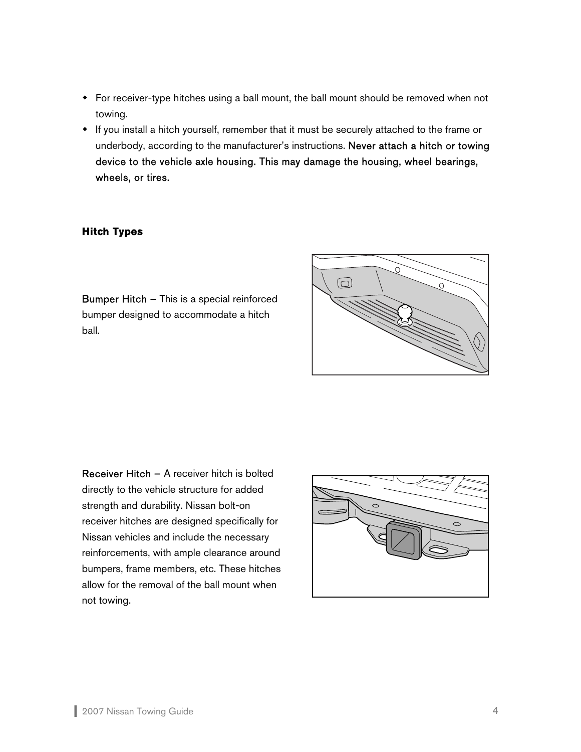- For receiver-type hitches using a ball mount, the ball mount should be removed when not towing.
- If you install a hitch yourself, remember that it must be securely attached to the frame or underbody, according to the manufacturer's instructions. **Never attach a hitch or towing device to the vehicle axle housing. This may damage the housing, wheel bearings, wheels, or tires.**

### Hitch Types

Bumper Hitch – This is a special reinforced bumper designed to accommodate a hitch ball.

Receiver Hitch – A receiver hitch is bolted directly to the vehicle structure for added strength and durability. Nissan bolt-on receiver hitches are designed specifically for Nissan vehicles and include the necessary reinforcements, with ample clearance around bumpers, frame members, etc. These hitches allow for the removal of the ball mount when not towing.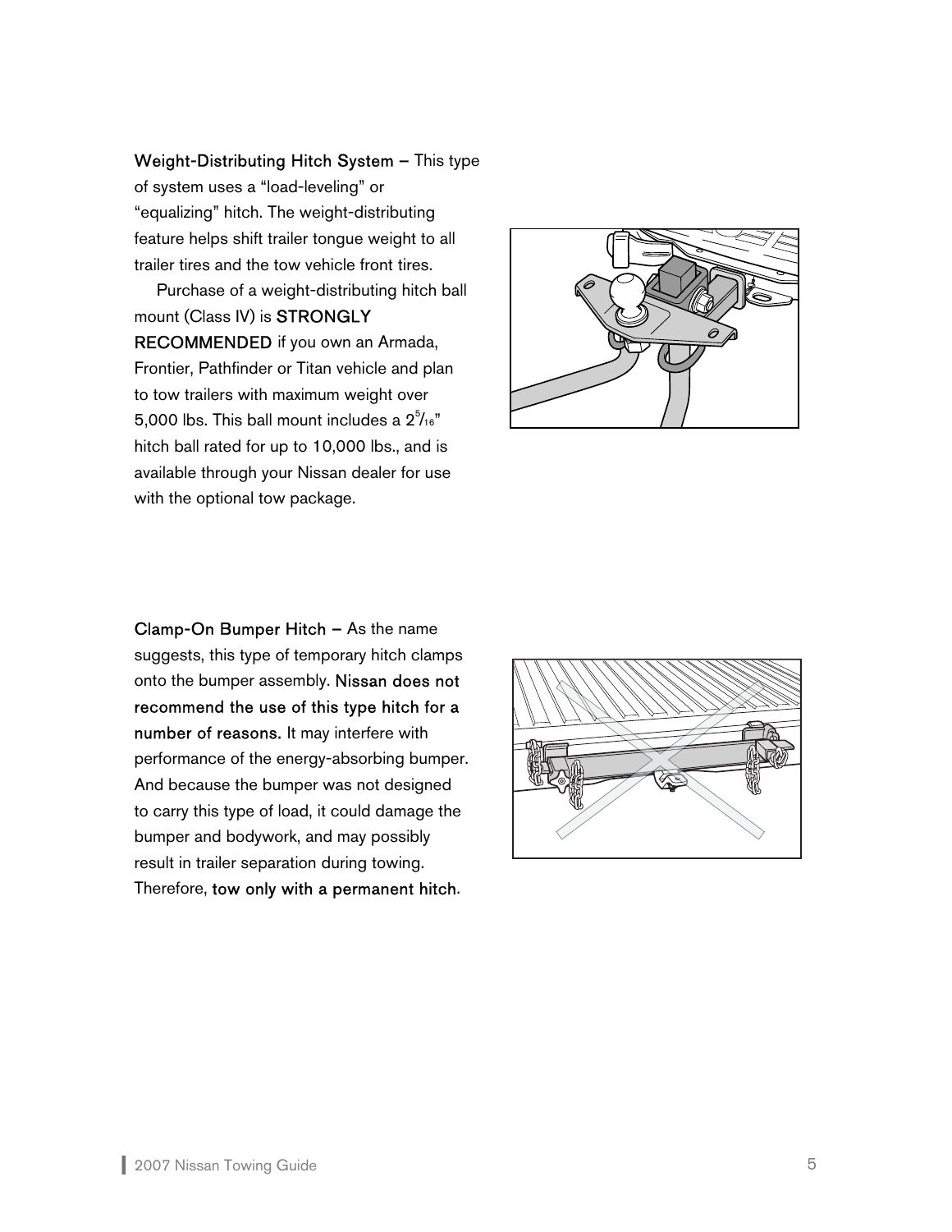**Weight-Distributing Hitch System –** This type of system uses a "load-leveling" or "equalizing" hitch. The weight-distributing feature helps shift trailer tongue weight to all trailer tires and the tow vehicle front tires.

Purchase of a weight-distributing hitch ball mount (Class IV) is **STRONGLY RECOMMENDED** if you own an Armada, Frontier, Pathfinder or Titan vehicle and plan to tow trailers with maximum weight over 5,000 lbs. This ball mount includes a $2^{5}/_{16}$" hitch ball rated for up to 10,000 lbs., and is available through your Nissan dealer for use with the optional tow package.

**Clamp-On Bumper Hitch –** As the name suggests, this type of temporary hitch clamps onto the bumper assembly. **Nissan does not recommend the use of this type hitch for a number of reasons.** It may interfere with performance of the energy-absorbing bumper. And because the bumper was not designed to carry this type of load, it could damage the bumper and bodywork, and may possibly result in trailer separation during towing. Therefore, **tow only with a permanent hitch**.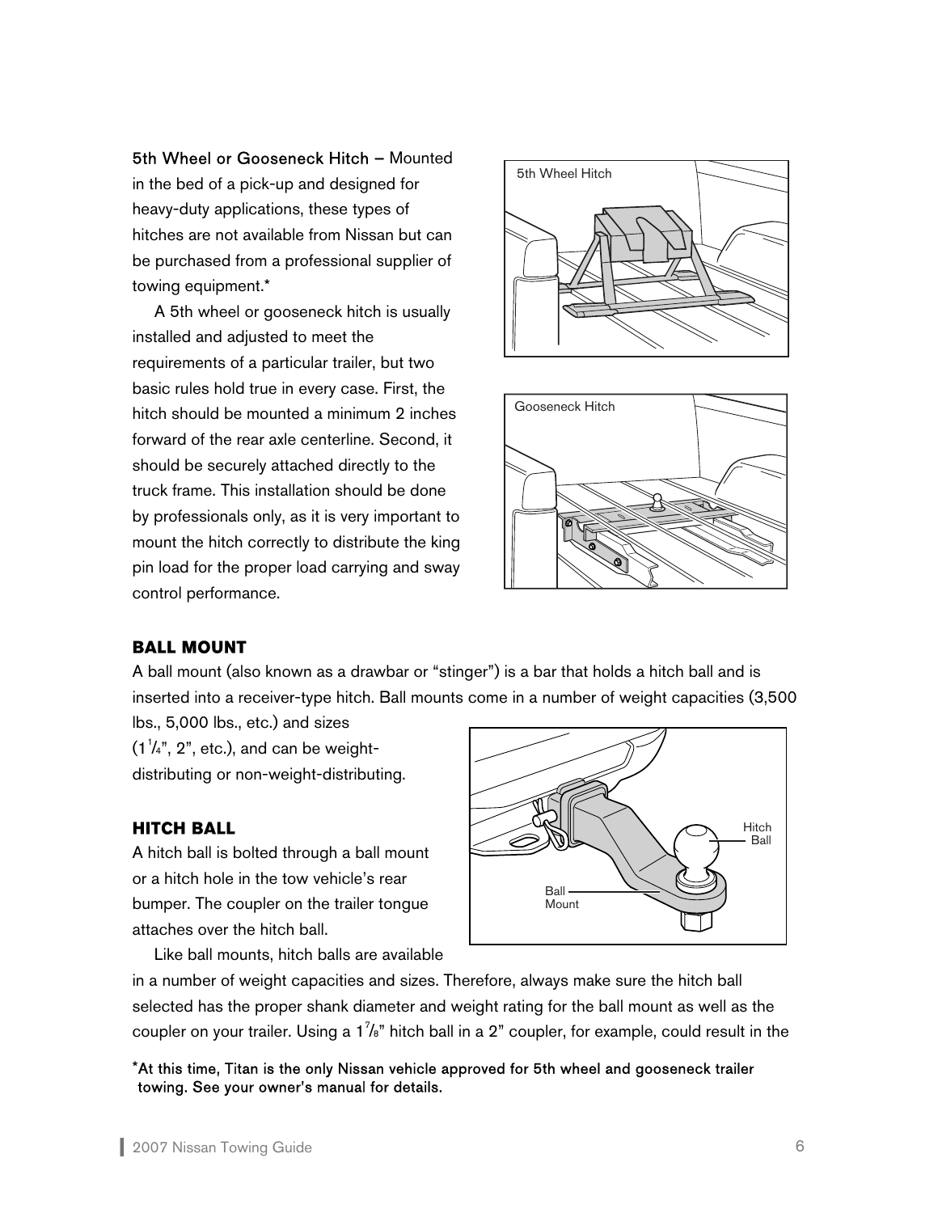**5th Wheel or Gooseneck Hitch –** Mounted in the bed of a pick-up and designed for heavy-duty applications, these types of hitches are not available from Nissan but can be purchased from a professional supplier of towing equipment.*

A 5th wheel or gooseneck hitch is usually installed and adjusted to meet the requirements of a particular trailer, but two basic rules hold true in every case. First, the hitch should be mounted a minimum 2 inches forward of the rear axle centerline. Second, it should be securely attached directly to the truck frame. This installation should be done by professionals only, as it is very important to mount the hitch correctly to distribute the king pin load for the proper load carrying and sway control performance.

### BALL MOUNT

A ball mount (also known as a drawbar or "stinger") is a bar that holds a hitch ball and is inserted into a receiver-type hitch. Ball mounts come in a number of weight capacities (3,500 lbs., 5,000 lbs., etc.) and sizes (1¼", 2", etc.), and can be weight-distributing or non-weight-distributing.

### HITCH BALL

A hitch ball is bolted through a ball mount or a hitch hole in the tow vehicle's rear bumper. The coupler on the trailer tongue attaches over the hitch ball.

Like ball mounts, hitch balls are available in a number of weight capacities and sizes. Therefore, always make sure the hitch ball selected has the proper shank diameter and weight rating for the ball mount as well as the coupler on your trailer. Using a 1⅞" hitch ball in a 2" coupler, for example, could result in the

*At this time, Titan is the only Nissan vehicle approved for 5th wheel and gooseneck trailer towing. See your owner's manual for details.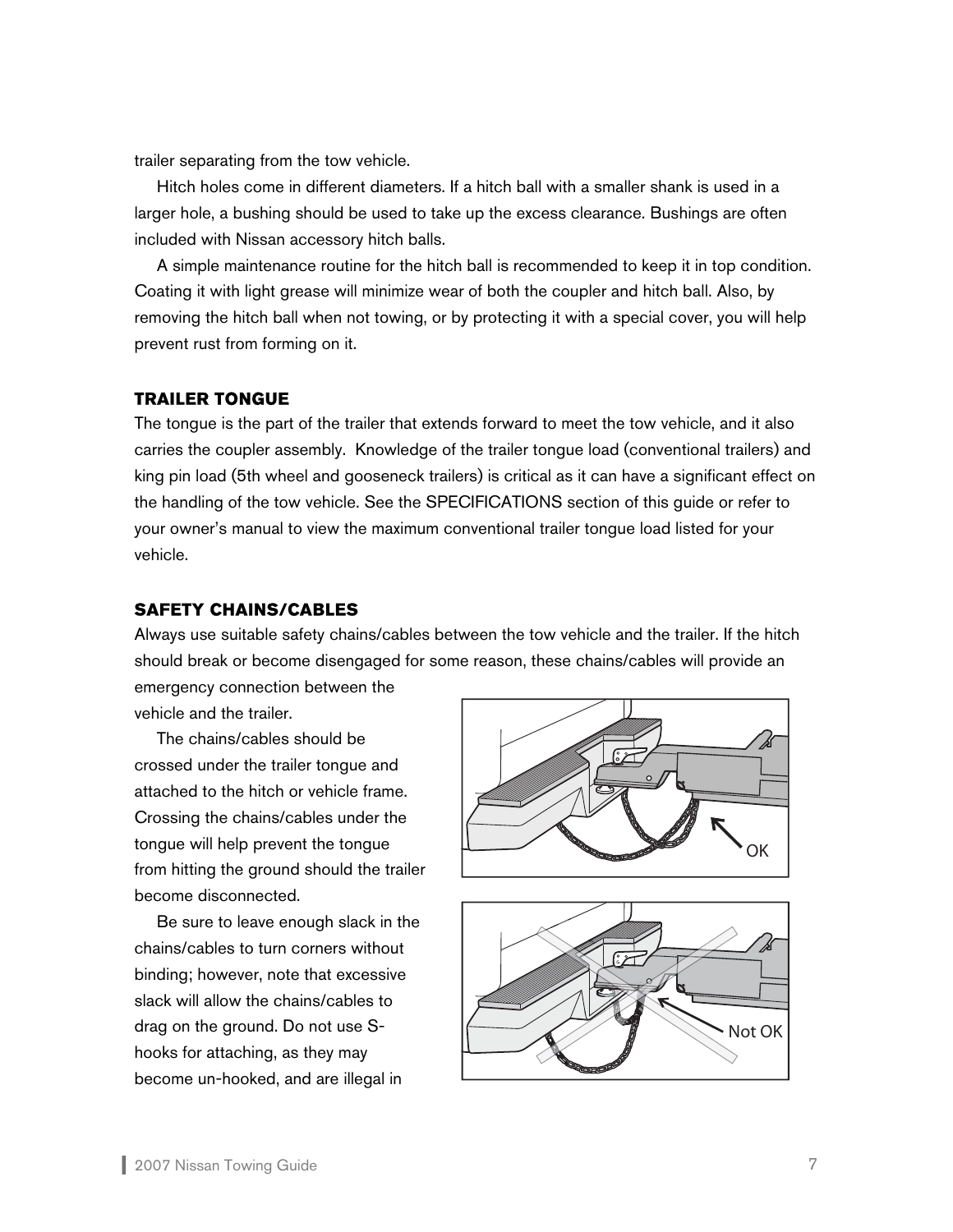trailer separating from the tow vehicle.

Hitch holes come in different diameters. If a hitch ball with a smaller shank is used in a larger hole, a bushing should be used to take up the excess clearance. Bushings are often included with Nissan accessory hitch balls.

A simple maintenance routine for the hitch ball is recommended to keep it in top condition. Coating it with light grease will minimize wear of both the coupler and hitch ball. Also, by removing the hitch ball when not towing, or by protecting it with a special cover, you will help prevent rust from forming on it.

### TRAILER TONGUE

The tongue is the part of the trailer that extends forward to meet the tow vehicle, and it also carries the coupler assembly. Knowledge of the trailer tongue load (conventional trailers) and king pin load (5th wheel and gooseneck trailers) is critical as it can have a significant effect on the handling of the tow vehicle. See the SPECIFICATIONS section of this guide or refer to your owner's manual to view the maximum conventional trailer tongue load listed for your vehicle.

### SAFETY CHAINS/CABLES

Always use suitable safety chains/cables between the tow vehicle and the trailer. If the hitch should break or become disengaged for some reason, these chains/cables will provide an emergency connection between the vehicle and the trailer.

The chains/cables should be crossed under the trailer tongue and attached to the hitch or vehicle frame. Crossing the chains/cables under the tongue will help prevent the tongue from hitting the ground should the trailer become disconnected.

Be sure to leave enough slack in the chains/cables to turn corners without binding; however, note that excessive slack will allow the chains/cables to drag on the ground. Do not use S-hooks for attaching, as they may become un-hooked, and are illegal in

OK

Not OK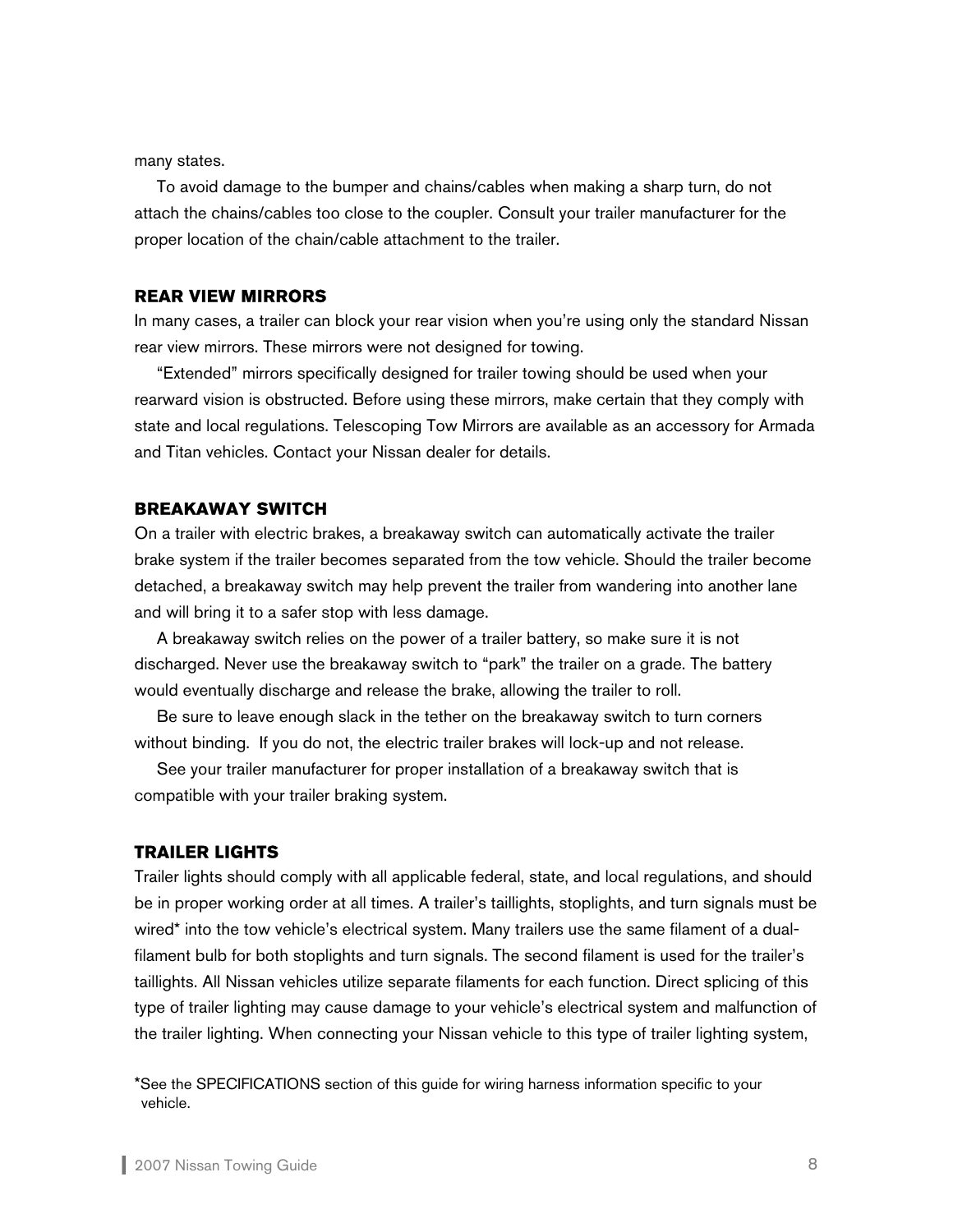many states.

To avoid damage to the bumper and chains/cables when making a sharp turn, do not attach the chains/cables too close to the coupler. Consult your trailer manufacturer for the proper location of the chain/cable attachment to the trailer.

### REAR VIEW MIRRORS

In many cases, a trailer can block your rear vision when you're using only the standard Nissan rear view mirrors. These mirrors were not designed for towing.

"Extended" mirrors specifically designed for trailer towing should be used when your rearward vision is obstructed. Before using these mirrors, make certain that they comply with state and local regulations. Telescoping Tow Mirrors are available as an accessory for Armada and Titan vehicles. Contact your Nissan dealer for details.

### BREAKAWAY SWITCH

On a trailer with electric brakes, a breakaway switch can automatically activate the trailer brake system if the trailer becomes separated from the tow vehicle. Should the trailer become detached, a breakaway switch may help prevent the trailer from wandering into another lane and will bring it to a safer stop with less damage.

A breakaway switch relies on the power of a trailer battery, so make sure it is not discharged. Never use the breakaway switch to "park" the trailer on a grade. The battery would eventually discharge and release the brake, allowing the trailer to roll.

Be sure to leave enough slack in the tether on the breakaway switch to turn corners without binding. If you do not, the electric trailer brakes will lock-up and not release.

See your trailer manufacturer for proper installation of a breakaway switch that is compatible with your trailer braking system.

### TRAILER LIGHTS

Trailer lights should comply with all applicable federal, state, and local regulations, and should be in proper working order at all times. A trailer's taillights, stoplights, and turn signals must be wired* into the tow vehicle's electrical system. Many trailers use the same filament of a dual-filament bulb for both stoplights and turn signals. The second filament is used for the trailer's taillights. All Nissan vehicles utilize separate filaments for each function. Direct splicing of this type of trailer lighting may cause damage to your vehicle's electrical system and malfunction of the trailer lighting. When connecting your Nissan vehicle to this type of trailer lighting system,

*See the SPECIFICATIONS section of this guide for wiring harness information specific to your vehicle.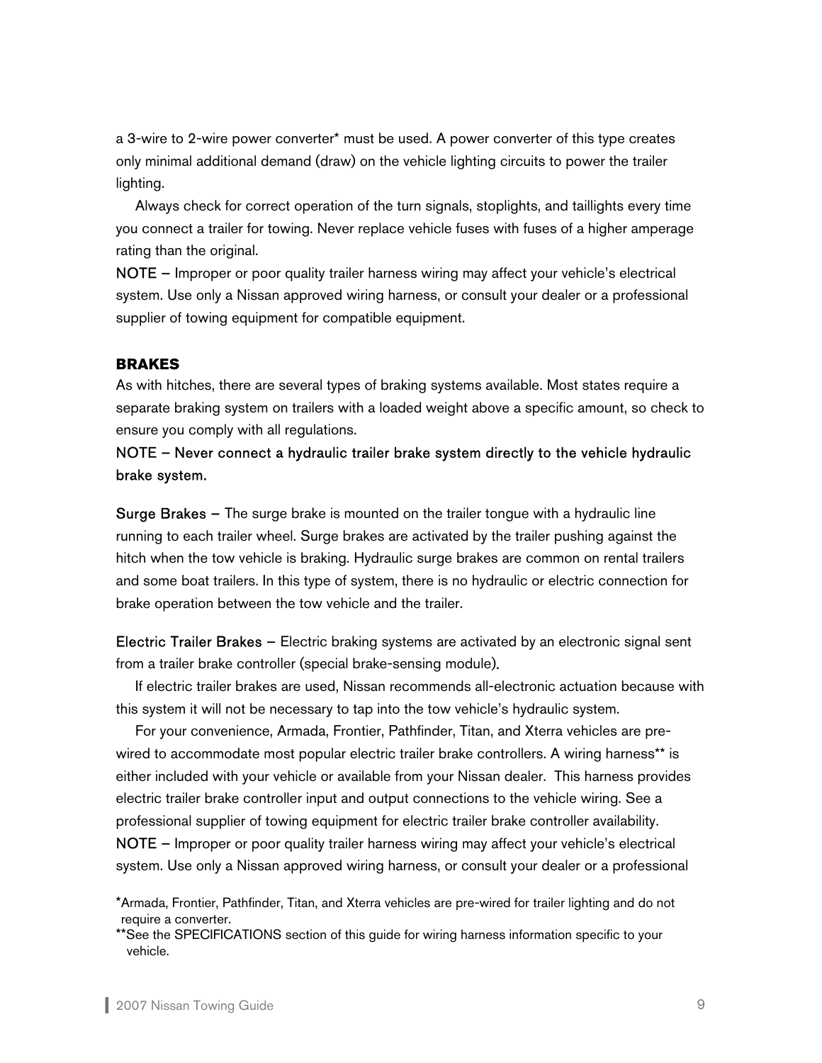a 3-wire to 2-wire power converter* must be used. A power converter of this type creates only minimal additional demand (draw) on the vehicle lighting circuits to power the trailer lighting.

Always check for correct operation of the turn signals, stoplights, and taillights every time you connect a trailer for towing. Never replace vehicle fuses with fuses of a higher amperage rating than the original.

NOTE – Improper or poor quality trailer harness wiring may affect your vehicle's electrical system. Use only a Nissan approved wiring harness, or consult your dealer or a professional supplier of towing equipment for compatible equipment.

## BRAKES

As with hitches, there are several types of braking systems available. Most states require a separate braking system on trailers with a loaded weight above a specific amount, so check to ensure you comply with all regulations.

NOTE – Never connect a hydraulic trailer brake system directly to the vehicle hydraulic brake system.

Surge Brakes – The surge brake is mounted on the trailer tongue with a hydraulic line running to each trailer wheel. Surge brakes are activated by the trailer pushing against the hitch when the tow vehicle is braking. Hydraulic surge brakes are common on rental trailers and some boat trailers. In this type of system, there is no hydraulic or electric connection for brake operation between the tow vehicle and the trailer.

Electric Trailer Brakes – Electric braking systems are activated by an electronic signal sent from a trailer brake controller (special brake-sensing module).

If electric trailer brakes are used, Nissan recommends all-electronic actuation because with this system it will not be necessary to tap into the tow vehicle's hydraulic system.

For your convenience, Armada, Frontier, Pathfinder, Titan, and Xterra vehicles are pre-wired to accommodate most popular electric trailer brake controllers. A wiring harness** is either included with your vehicle or available from your Nissan dealer. This harness provides electric trailer brake controller input and output connections to the vehicle wiring. See a professional supplier of towing equipment for electric trailer brake controller availability.

NOTE – Improper or poor quality trailer harness wiring may affect your vehicle's electrical system. Use only a Nissan approved wiring harness, or consult your dealer or a professional

*Armada, Frontier, Pathfinder, Titan, and Xterra vehicles are pre-wired for trailer lighting and do not require a converter.

**See the SPECIFICATIONS section of this guide for wiring harness information specific to your vehicle.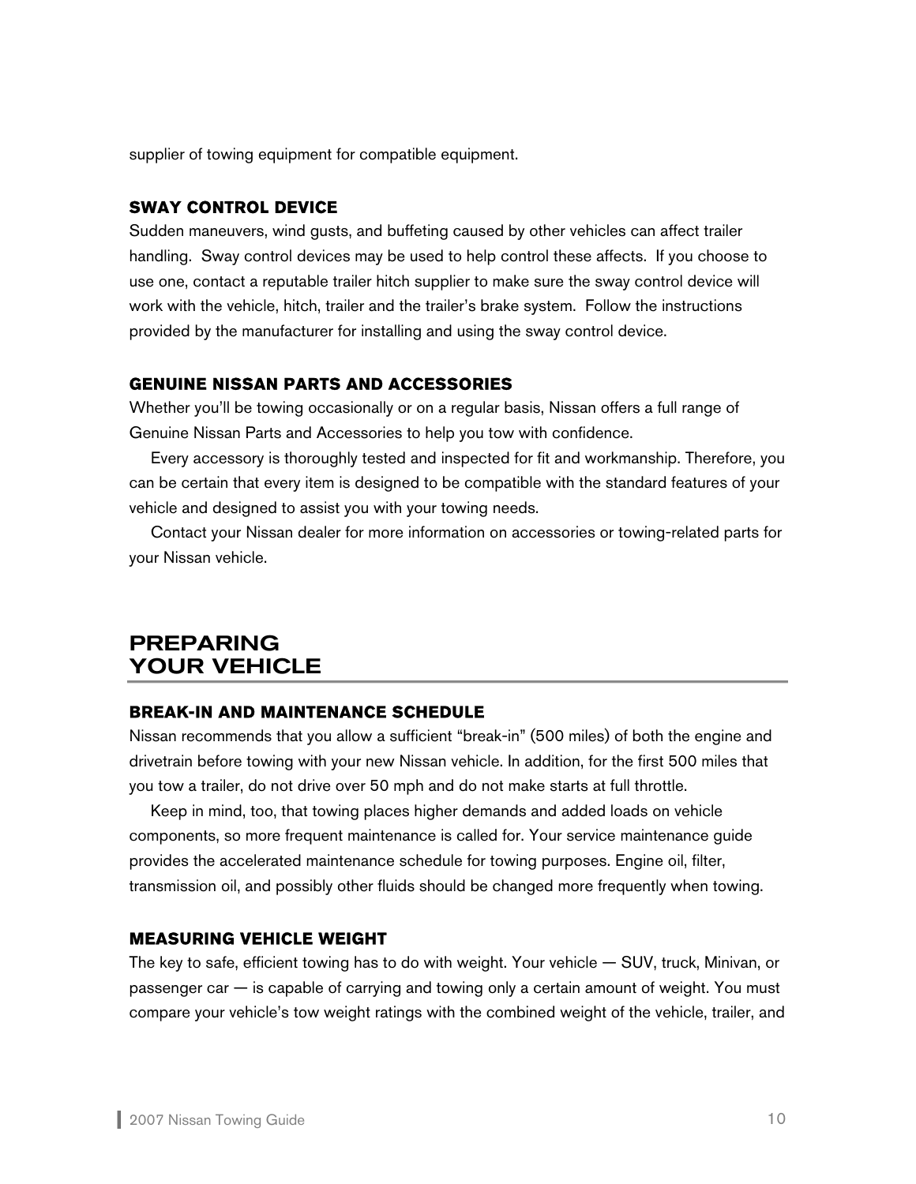supplier of towing equipment for compatible equipment.

### SWAY CONTROL DEVICE

Sudden maneuvers, wind gusts, and buffeting caused by other vehicles can affect trailer handling. Sway control devices may be used to help control these affects. If you choose to use one, contact a reputable trailer hitch supplier to make sure the sway control device will work with the vehicle, hitch, trailer and the trailer's brake system. Follow the instructions provided by the manufacturer for installing and using the sway control device.

### GENUINE NISSAN PARTS AND ACCESSORIES

Whether you'll be towing occasionally or on a regular basis, Nissan offers a full range of Genuine Nissan Parts and Accessories to help you tow with confidence.

Every accessory is thoroughly tested and inspected for fit and workmanship. Therefore, you can be certain that every item is designed to be compatible with the standard features of your vehicle and designed to assist you with your towing needs.

Contact your Nissan dealer for more information on accessories or towing-related parts for your Nissan vehicle.

## PREPARING YOUR VEHICLE

### BREAK-IN AND MAINTENANCE SCHEDULE

Nissan recommends that you allow a sufficient "break-in" (500 miles) of both the engine and drivetrain before towing with your new Nissan vehicle. In addition, for the first 500 miles that you tow a trailer, do not drive over 50 mph and do not make starts at full throttle.

Keep in mind, too, that towing places higher demands and added loads on vehicle components, so more frequent maintenance is called for. Your service maintenance guide provides the accelerated maintenance schedule for towing purposes. Engine oil, filter, transmission oil, and possibly other fluids should be changed more frequently when towing.

### MEASURING VEHICLE WEIGHT

The key to safe, efficient towing has to do with weight. Your vehicle — SUV, truck, Minivan, or passenger car — is capable of carrying and towing only a certain amount of weight. You must compare your vehicle's tow weight ratings with the combined weight of the vehicle, trailer, and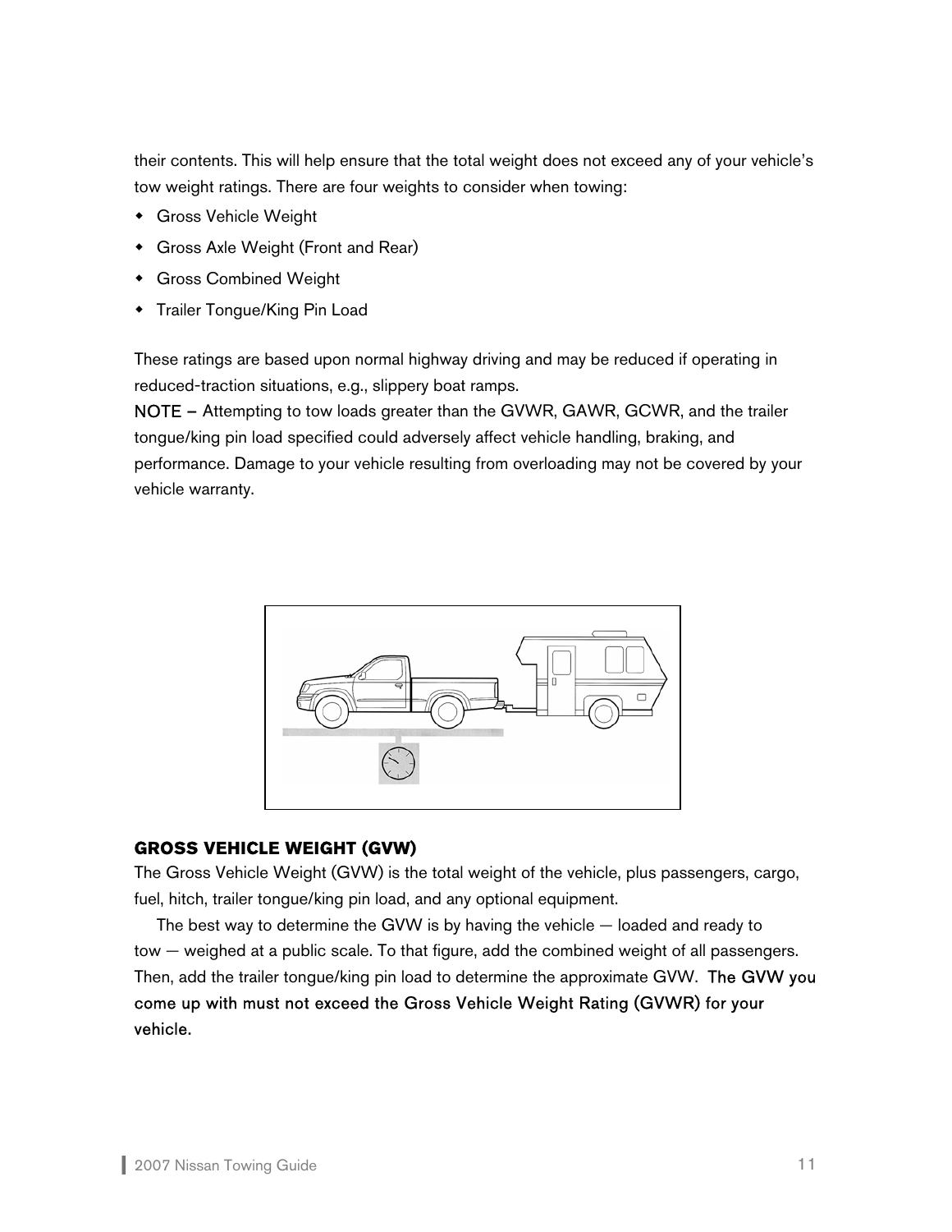their contents. This will help ensure that the total weight does not exceed any of your vehicle's tow weight ratings. There are four weights to consider when towing:

- Gross Vehicle Weight
- Gross Axle Weight (Front and Rear)
- Gross Combined Weight
- Trailer Tongue/King Pin Load

These ratings are based upon normal highway driving and may be reduced if operating in reduced-traction situations, e.g., slippery boat ramps.

NOTE – Attempting to tow loads greater than the GVWR, GAWR, GCWR, and the trailer tongue/king pin load specified could adversely affect vehicle handling, braking, and performance. Damage to your vehicle resulting from overloading may not be covered by your vehicle warranty.

### GROSS VEHICLE WEIGHT (GVW)

The Gross Vehicle Weight (GVW) is the total weight of the vehicle, plus passengers, cargo, fuel, hitch, trailer tongue/king pin load, and any optional equipment.

The best way to determine the GVW is by having the vehicle — loaded and ready to tow — weighed at a public scale. To that figure, add the combined weight of all passengers. Then, add the trailer tongue/king pin load to determine the approximate GVW. The GVW you come up with must not exceed the Gross Vehicle Weight Rating (GVWR) for your vehicle.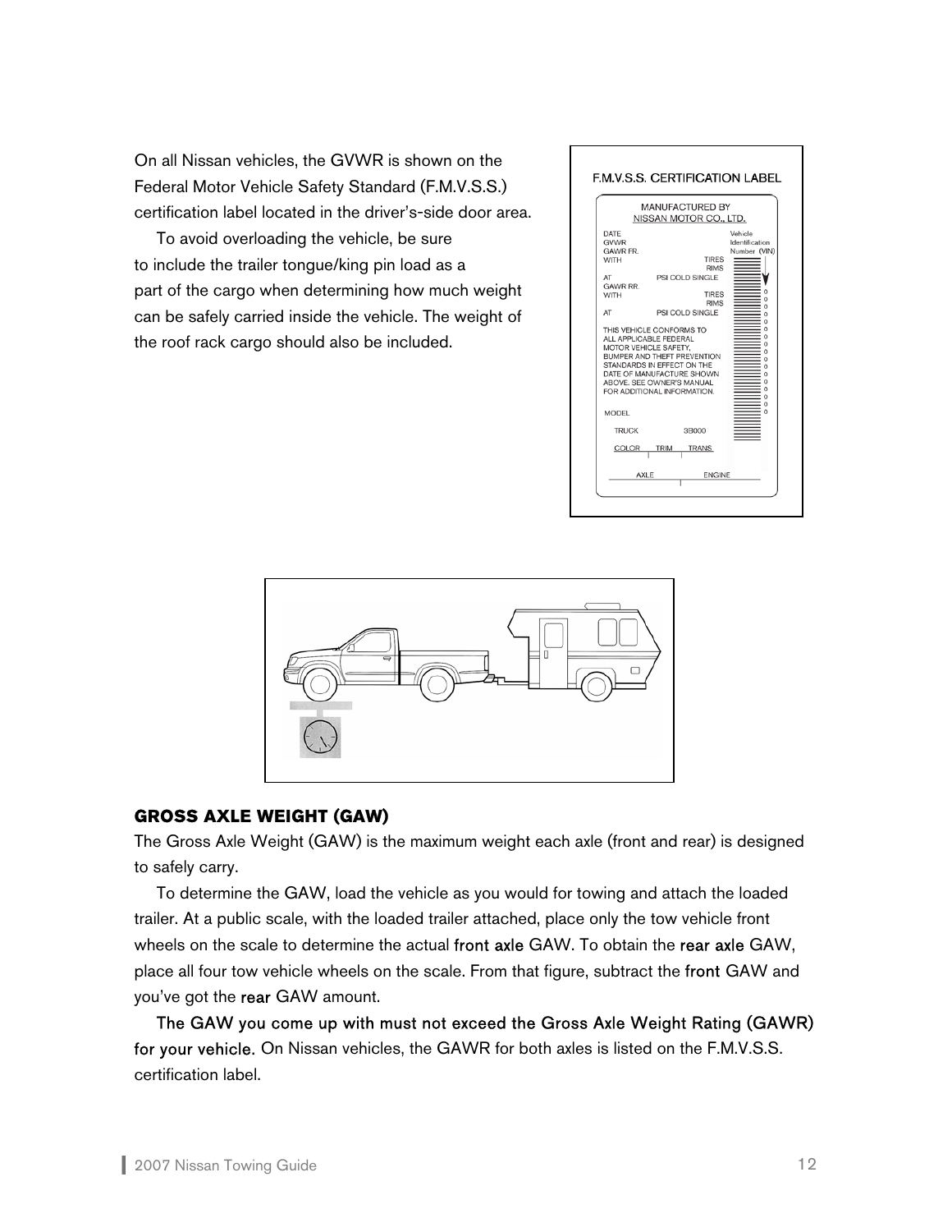On all Nissan vehicles, the GVWR is shown on the Federal Motor Vehicle Safety Standard (F.M.V.S.S.) certification label located in the driver's-side door area.

To avoid overloading the vehicle, be sure to include the trailer tongue/king pin load as a part of the cargo when determining how much weight can be safely carried inside the vehicle. The weight of the roof rack cargo should also be included.

### GROSS AXLE WEIGHT (GAW)

The Gross Axle Weight (GAW) is the maximum weight each axle (front and rear) is designed to safely carry.

To determine the GAW, load the vehicle as you would for towing and attach the loaded trailer. At a public scale, with the loaded trailer attached, place only the tow vehicle front wheels on the scale to determine the actual **front axle** GAW. To obtain the **rear axle** GAW, place all four tow vehicle wheels on the scale. From that figure, subtract the **front** GAW and you've got the **rear** GAW amount.

**The GAW you come up with must not exceed the Gross Axle Weight Rating (GAWR) for your vehicle.** On Nissan vehicles, the GAWR for both axles is listed on the F.M.V.S.S. certification label.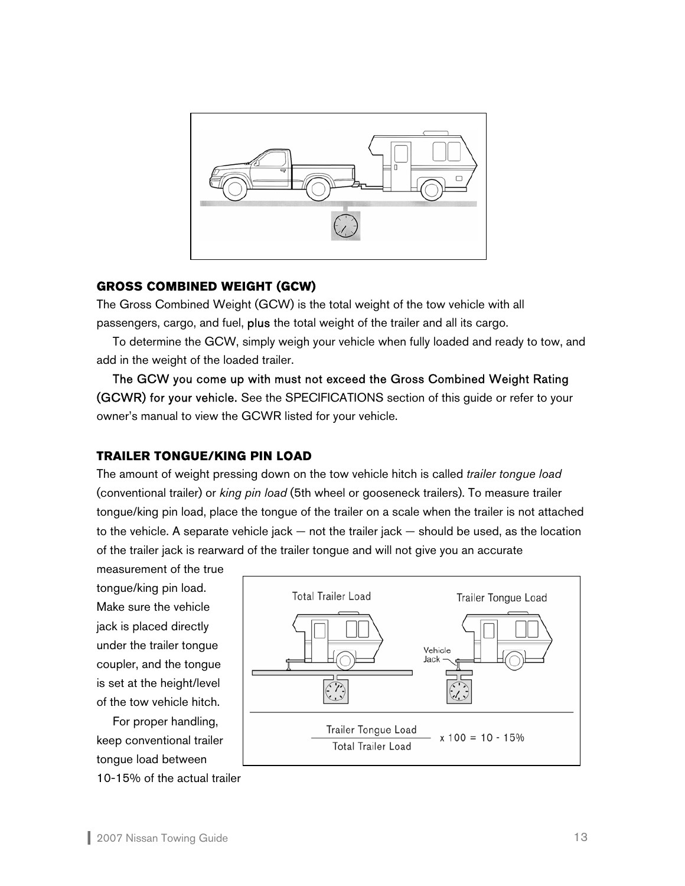## GROSS COMBINED WEIGHT (GCW)

The Gross Combined Weight (GCW) is the total weight of the tow vehicle with all passengers, cargo, and fuel, **plus** the total weight of the trailer and all its cargo.

To determine the GCW, simply weigh your vehicle when fully loaded and ready to tow, and add in the weight of the loaded trailer.

**The GCW you come up with must not exceed the Gross Combined Weight Rating (GCWR) for your vehicle.** See the SPECIFICATIONS section of this guide or refer to your owner's manual to view the GCWR listed for your vehicle.

## TRAILER TONGUE/KING PIN LOAD

The amount of weight pressing down on the tow vehicle hitch is called *trailer tongue load* (conventional trailer) or *king pin load* (5th wheel or gooseneck trailers). To measure trailer tongue/king pin load, place the tongue of the trailer on a scale when the trailer is not attached to the vehicle. A separate vehicle jack — not the trailer jack — should be used, as the location of the trailer jack is rearward of the trailer tongue and will not give you an accurate measurement of the true tongue/king pin load. Make sure the vehicle jack is placed directly under the trailer tongue coupler, and the tongue is set at the height/level of the tow vehicle hitch.

For proper handling, keep conventional trailer tongue load between 10-15% of the actual trailer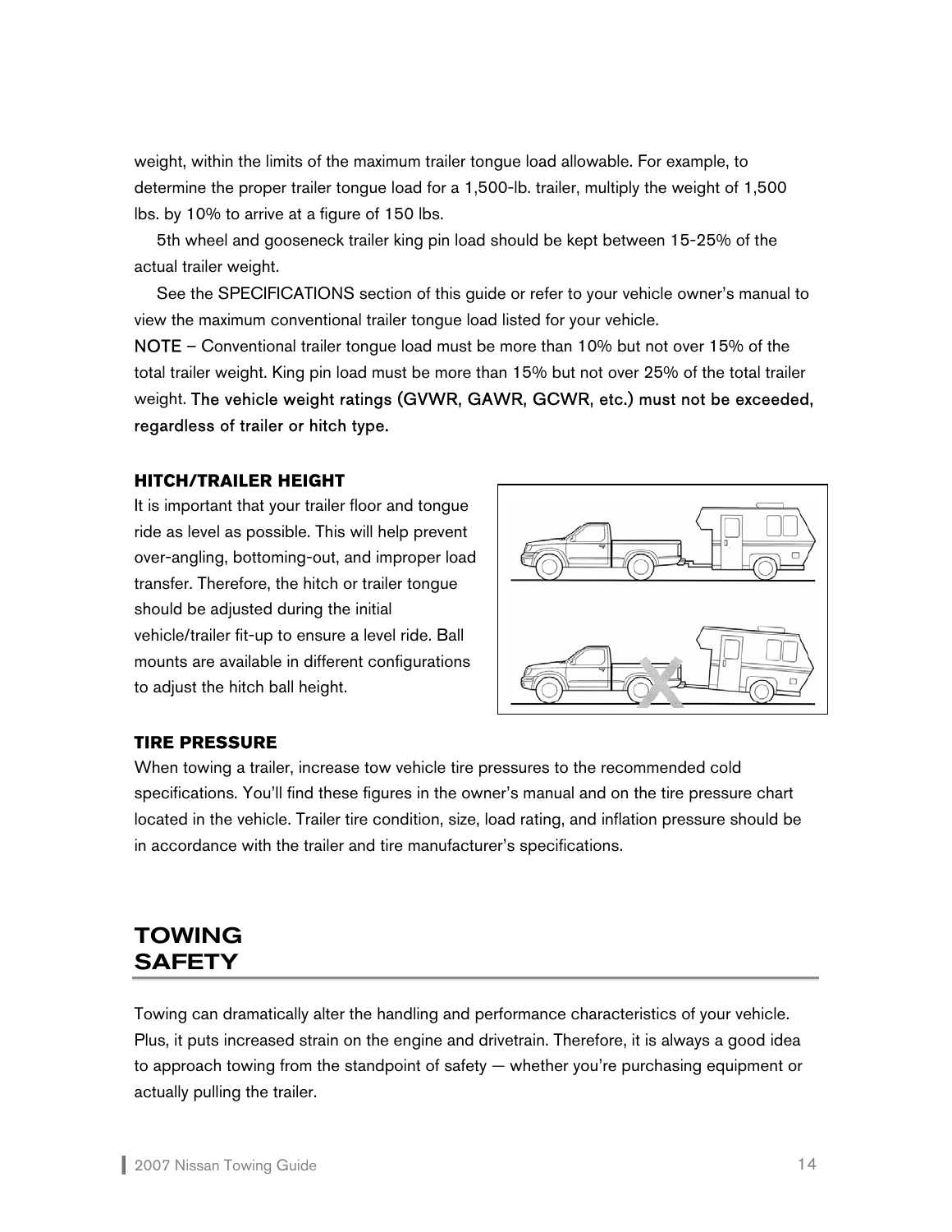weight, within the limits of the maximum trailer tongue load allowable. For example, to determine the proper trailer tongue load for a 1,500-lb. trailer, multiply the weight of 1,500 lbs. by 10% to arrive at a figure of 150 lbs.

5th wheel and gooseneck trailer king pin load should be kept between 15-25% of the actual trailer weight.

See the SPECIFICATIONS section of this guide or refer to your vehicle owner's manual to view the maximum conventional trailer tongue load listed for your vehicle.

NOTE – Conventional trailer tongue load must be more than 10% but not over 15% of the total trailer weight. King pin load must be more than 15% but not over 25% of the total trailer weight. **The vehicle weight ratings (GVWR, GAWR, GCWR, etc.) must not be exceeded, regardless of trailer or hitch type.**

### HITCH/TRAILER HEIGHT

It is important that your trailer floor and tongue ride as level as possible. This will help prevent over-angling, bottoming-out, and improper load transfer. Therefore, the hitch or trailer tongue should be adjusted during the initial vehicle/trailer fit-up to ensure a level ride. Ball mounts are available in different configurations to adjust the hitch ball height.

### TIRE PRESSURE

When towing a trailer, increase tow vehicle tire pressures to the recommended cold specifications. You'll find these figures in the owner's manual and on the tire pressure chart located in the vehicle. Trailer tire condition, size, load rating, and inflation pressure should be in accordance with the trailer and tire manufacturer's specifications.

## TOWING SAFETY

Towing can dramatically alter the handling and performance characteristics of your vehicle. Plus, it puts increased strain on the engine and drivetrain. Therefore, it is always a good idea to approach towing from the standpoint of safety — whether you're purchasing equipment or actually pulling the trailer.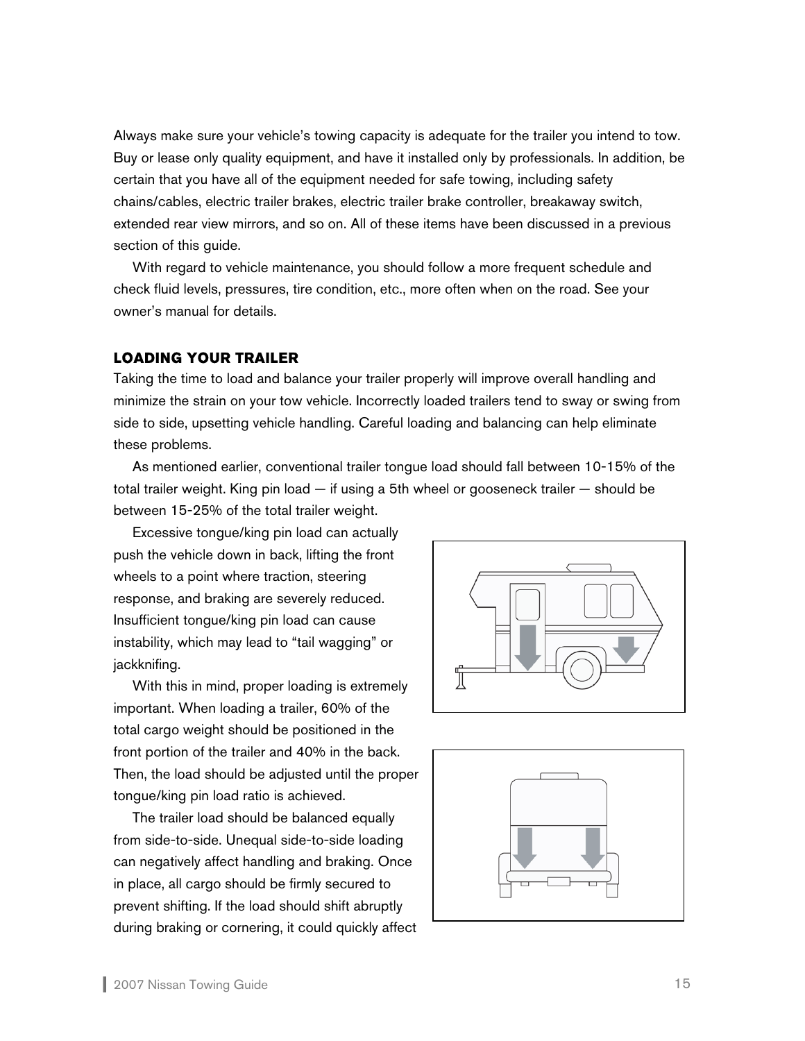Always make sure your vehicle's towing capacity is adequate for the trailer you intend to tow. Buy or lease only quality equipment, and have it installed only by professionals. In addition, be certain that you have all of the equipment needed for safe towing, including safety chains/cables, electric trailer brakes, electric trailer brake controller, breakaway switch, extended rear view mirrors, and so on. All of these items have been discussed in a previous section of this guide.

With regard to vehicle maintenance, you should follow a more frequent schedule and check fluid levels, pressures, tire condition, etc., more often when on the road. See your owner's manual for details.

### LOADING YOUR TRAILER

Taking the time to load and balance your trailer properly will improve overall handling and minimize the strain on your tow vehicle. Incorrectly loaded trailers tend to sway or swing from side to side, upsetting vehicle handling. Careful loading and balancing can help eliminate these problems.

As mentioned earlier, conventional trailer tongue load should fall between 10-15% of the total trailer weight. King pin load — if using a 5th wheel or gooseneck trailer — should be between 15-25% of the total trailer weight.

Excessive tongue/king pin load can actually push the vehicle down in back, lifting the front wheels to a point where traction, steering response, and braking are severely reduced. Insufficient tongue/king pin load can cause instability, which may lead to "tail wagging" or jackknifing.

With this in mind, proper loading is extremely important. When loading a trailer, 60% of the total cargo weight should be positioned in the front portion of the trailer and 40% in the back. Then, the load should be adjusted until the proper tongue/king pin load ratio is achieved.

The trailer load should be balanced equally from side-to-side. Unequal side-to-side loading can negatively affect handling and braking. Once in place, all cargo should be firmly secured to prevent shifting. If the load should shift abruptly during braking or cornering, it could quickly affect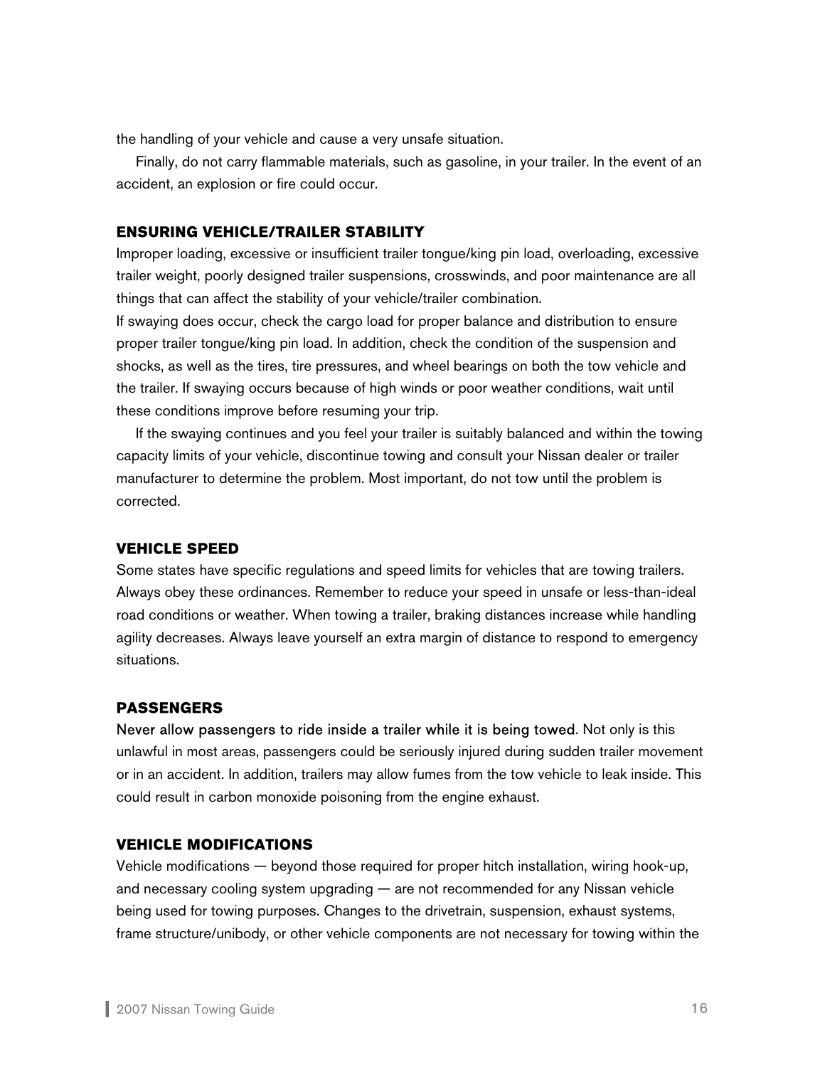the handling of your vehicle and cause a very unsafe situation.

Finally, do not carry flammable materials, such as gasoline, in your trailer. In the event of an accident, an explosion or fire could occur.

### ENSURING VEHICLE/TRAILER STABILITY

Improper loading, excessive or insufficient trailer tongue/king pin load, overloading, excessive trailer weight, poorly designed trailer suspensions, crosswinds, and poor maintenance are all things that can affect the stability of your vehicle/trailer combination.

If swaying does occur, check the cargo load for proper balance and distribution to ensure proper trailer tongue/king pin load. In addition, check the condition of the suspension and shocks, as well as the tires, tire pressures, and wheel bearings on both the tow vehicle and the trailer. If swaying occurs because of high winds or poor weather conditions, wait until these conditions improve before resuming your trip.

If the swaying continues and you feel your trailer is suitably balanced and within the towing capacity limits of your vehicle, discontinue towing and consult your Nissan dealer or trailer manufacturer to determine the problem. Most important, do not tow until the problem is corrected.

### VEHICLE SPEED

Some states have specific regulations and speed limits for vehicles that are towing trailers. Always obey these ordinances. Remember to reduce your speed in unsafe or less-than-ideal road conditions or weather. When towing a trailer, braking distances increase while handling agility decreases. Always leave yourself an extra margin of distance to respond to emergency situations.

### PASSENGERS

Never allow passengers to ride inside a trailer while it is being towed. Not only is this unlawful in most areas, passengers could be seriously injured during sudden trailer movement or in an accident. In addition, trailers may allow fumes from the tow vehicle to leak inside. This could result in carbon monoxide poisoning from the engine exhaust.

### VEHICLE MODIFICATIONS

Vehicle modifications — beyond those required for proper hitch installation, wiring hook-up, and necessary cooling system upgrading — are not recommended for any Nissan vehicle being used for towing purposes. Changes to the drivetrain, suspension, exhaust systems, frame structure/unibody, or other vehicle components are not necessary for towing within the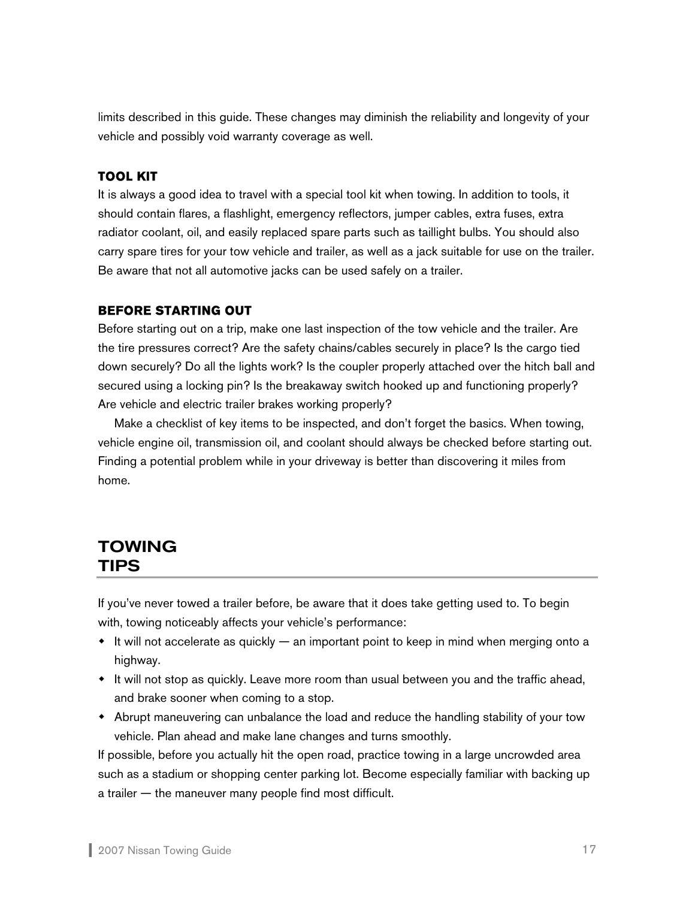limits described in this guide. These changes may diminish the reliability and longevity of your vehicle and possibly void warranty coverage as well.

### TOOL KIT

It is always a good idea to travel with a special tool kit when towing. In addition to tools, it should contain flares, a flashlight, emergency reflectors, jumper cables, extra fuses, extra radiator coolant, oil, and easily replaced spare parts such as taillight bulbs. You should also carry spare tires for your tow vehicle and trailer, as well as a jack suitable for use on the trailer. Be aware that not all automotive jacks can be used safely on a trailer.

### BEFORE STARTING OUT

Before starting out on a trip, make one last inspection of the tow vehicle and the trailer. Are the tire pressures correct? Are the safety chains/cables securely in place? Is the cargo tied down securely? Do all the lights work? Is the coupler properly attached over the hitch ball and secured using a locking pin? Is the breakaway switch hooked up and functioning properly? Are vehicle and electric trailer brakes working properly?

Make a checklist of key items to be inspected, and don't forget the basics. When towing, vehicle engine oil, transmission oil, and coolant should always be checked before starting out. Finding a potential problem while in your driveway is better than discovering it miles from home.

## TOWING TIPS

If you've never towed a trailer before, be aware that it does take getting used to. To begin with, towing noticeably affects your vehicle's performance:

- It will not accelerate as quickly — an important point to keep in mind when merging onto a highway.
- It will not stop as quickly. Leave more room than usual between you and the traffic ahead, and brake sooner when coming to a stop.
- Abrupt maneuvering can unbalance the load and reduce the handling stability of your tow vehicle. Plan ahead and make lane changes and turns smoothly.

If possible, before you actually hit the open road, practice towing in a large uncrowded area such as a stadium or shopping center parking lot. Become especially familiar with backing up a trailer — the maneuver many people find most difficult.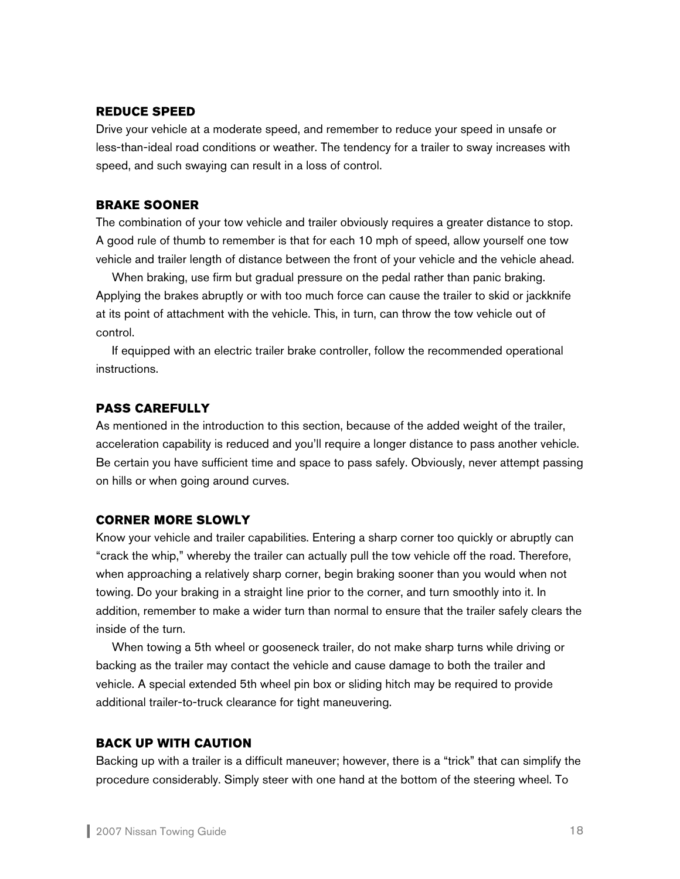### REDUCE SPEED

Drive your vehicle at a moderate speed, and remember to reduce your speed in unsafe or less-than-ideal road conditions or weather. The tendency for a trailer to sway increases with speed, and such swaying can result in a loss of control.

### BRAKE SOONER

The combination of your tow vehicle and trailer obviously requires a greater distance to stop. A good rule of thumb to remember is that for each 10 mph of speed, allow yourself one tow vehicle and trailer length of distance between the front of your vehicle and the vehicle ahead.

When braking, use firm but gradual pressure on the pedal rather than panic braking. Applying the brakes abruptly or with too much force can cause the trailer to skid or jackknife at its point of attachment with the vehicle. This, in turn, can throw the tow vehicle out of control.

If equipped with an electric trailer brake controller, follow the recommended operational instructions.

### PASS CAREFULLY

As mentioned in the introduction to this section, because of the added weight of the trailer, acceleration capability is reduced and you'll require a longer distance to pass another vehicle. Be certain you have sufficient time and space to pass safely. Obviously, never attempt passing on hills or when going around curves.

### CORNER MORE SLOWLY

Know your vehicle and trailer capabilities. Entering a sharp corner too quickly or abruptly can "crack the whip," whereby the trailer can actually pull the tow vehicle off the road. Therefore, when approaching a relatively sharp corner, begin braking sooner than you would when not towing. Do your braking in a straight line prior to the corner, and turn smoothly into it. In addition, remember to make a wider turn than normal to ensure that the trailer safely clears the inside of the turn.

When towing a 5th wheel or gooseneck trailer, do not make sharp turns while driving or backing as the trailer may contact the vehicle and cause damage to both the trailer and vehicle. A special extended 5th wheel pin box or sliding hitch may be required to provide additional trailer-to-truck clearance for tight maneuvering.

### BACK UP WITH CAUTION

Backing up with a trailer is a difficult maneuver; however, there is a "trick" that can simplify the procedure considerably. Simply steer with one hand at the bottom of the steering wheel. To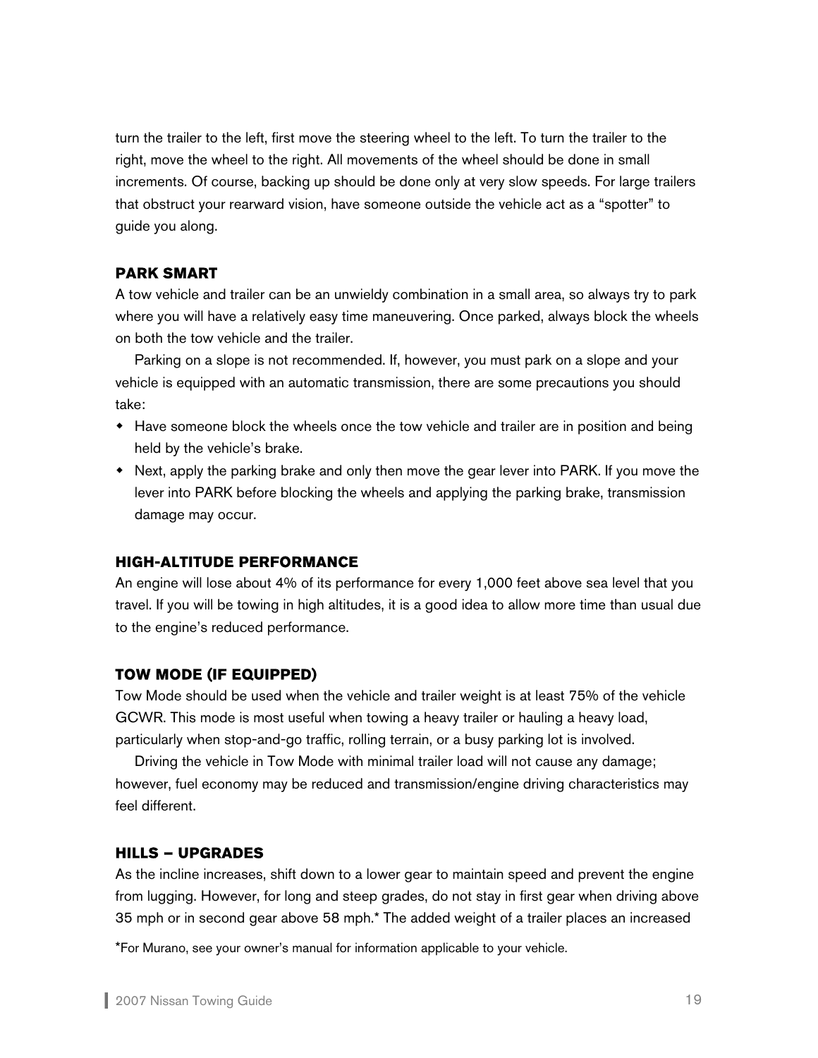turn the trailer to the left, first move the steering wheel to the left. To turn the trailer to the right, move the wheel to the right. All movements of the wheel should be done in small increments. Of course, backing up should be done only at very slow speeds. For large trailers that obstruct your rearward vision, have someone outside the vehicle act as a "spotter" to guide you along.

### PARK SMART

A tow vehicle and trailer can be an unwieldy combination in a small area, so always try to park where you will have a relatively easy time maneuvering. Once parked, always block the wheels on both the tow vehicle and the trailer.

Parking on a slope is not recommended. If, however, you must park on a slope and your vehicle is equipped with an automatic transmission, there are some precautions you should take:

- Have someone block the wheels once the tow vehicle and trailer are in position and being held by the vehicle's brake.
- Next, apply the parking brake and only then move the gear lever into PARK. If you move the lever into PARK before blocking the wheels and applying the parking brake, transmission damage may occur.

### HIGH-ALTITUDE PERFORMANCE

An engine will lose about 4% of its performance for every 1,000 feet above sea level that you travel. If you will be towing in high altitudes, it is a good idea to allow more time than usual due to the engine's reduced performance.

### TOW MODE (IF EQUIPPED)

Tow Mode should be used when the vehicle and trailer weight is at least 75% of the vehicle GCWR. This mode is most useful when towing a heavy trailer or hauling a heavy load, particularly when stop-and-go traffic, rolling terrain, or a busy parking lot is involved.

Driving the vehicle in Tow Mode with minimal trailer load will not cause any damage; however, fuel economy may be reduced and transmission/engine driving characteristics may feel different.

### HILLS – UPGRADES

As the incline increases, shift down to a lower gear to maintain speed and prevent the engine from lugging. However, for long and steep grades, do not stay in first gear when driving above 35 mph or in second gear above 58 mph.* The added weight of a trailer places an increased

*For Murano, see your owner's manual for information applicable to your vehicle.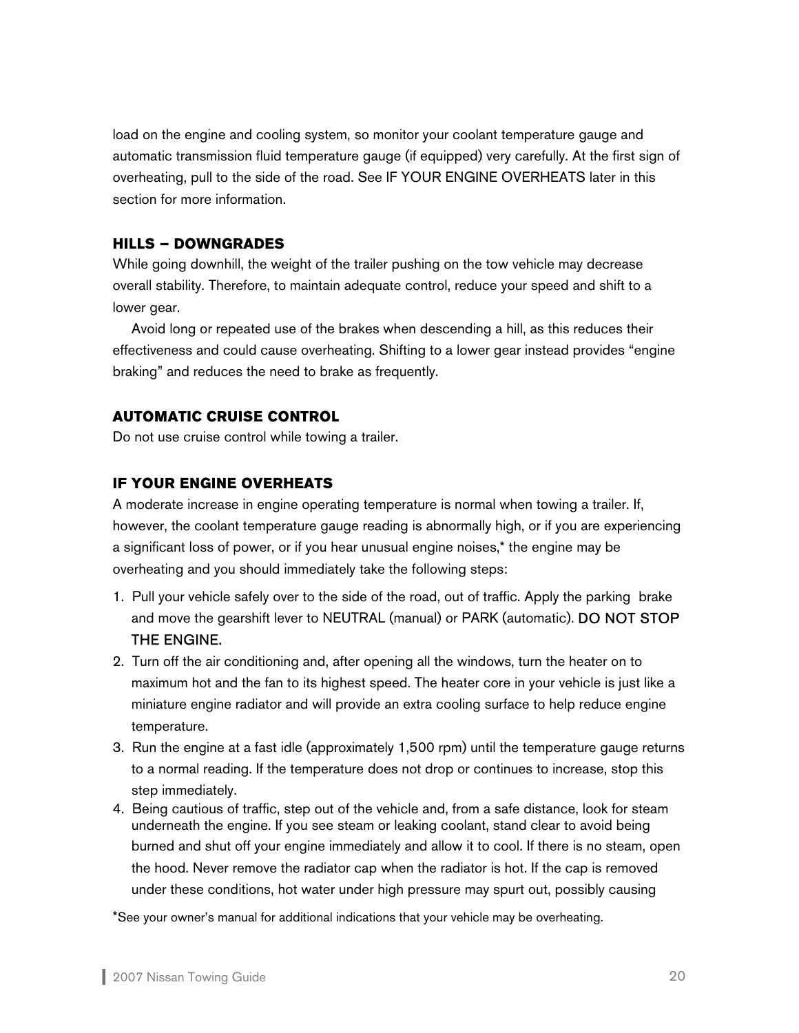load on the engine and cooling system, so monitor your coolant temperature gauge and automatic transmission fluid temperature gauge (if equipped) very carefully. At the first sign of overheating, pull to the side of the road. See IF YOUR ENGINE OVERHEATS later in this section for more information.

### HILLS – DOWNGRADES

While going downhill, the weight of the trailer pushing on the tow vehicle may decrease overall stability. Therefore, to maintain adequate control, reduce your speed and shift to a lower gear.

Avoid long or repeated use of the brakes when descending a hill, as this reduces their effectiveness and could cause overheating. Shifting to a lower gear instead provides "engine braking" and reduces the need to brake as frequently.

### AUTOMATIC CRUISE CONTROL

Do not use cruise control while towing a trailer.

### IF YOUR ENGINE OVERHEATS

A moderate increase in engine operating temperature is normal when towing a trailer. If, however, the coolant temperature gauge reading is abnormally high, or if you are experiencing a significant loss of power, or if you hear unusual engine noises,* the engine may be overheating and you should immediately take the following steps:

1. Pull your vehicle safely over to the side of the road, out of traffic. Apply the parking brake and move the gearshift lever to NEUTRAL (manual) or PARK (automatic). DO NOT STOP THE ENGINE.
2. Turn off the air conditioning and, after opening all the windows, turn the heater on to maximum hot and the fan to its highest speed. The heater core in your vehicle is just like a miniature engine radiator and will provide an extra cooling surface to help reduce engine temperature.
3. Run the engine at a fast idle (approximately 1,500 rpm) until the temperature gauge returns to a normal reading. If the temperature does not drop or continues to increase, stop this step immediately.
4. Being cautious of traffic, step out of the vehicle and, from a safe distance, look for steam underneath the engine. If you see steam or leaking coolant, stand clear to avoid being burned and shut off your engine immediately and allow it to cool. If there is no steam, open the hood. Never remove the radiator cap when the radiator is hot. If the cap is removed under these conditions, hot water under high pressure may spurt out, possibly causing

*See your owner's manual for additional indications that your vehicle may be overheating.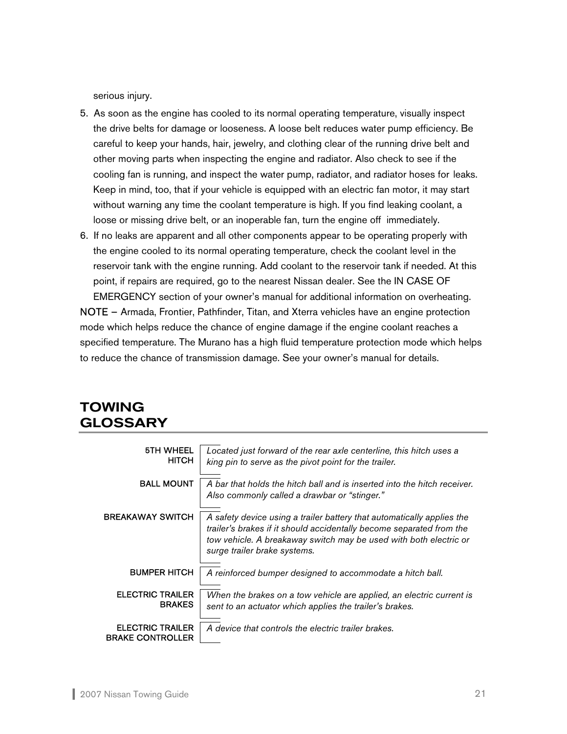serious injury.

5. As soon as the engine has cooled to its normal operating temperature, visually inspect the drive belts for damage or looseness. A loose belt reduces water pump efficiency. Be careful to keep your hands, hair, jewelry, and clothing clear of the running drive belt and other moving parts when inspecting the engine and radiator. Also check to see if the cooling fan is running, and inspect the water pump, radiator, and radiator hoses for leaks. Keep in mind, too, that if your vehicle is equipped with an electric fan motor, it may start without warning any time the coolant temperature is high. If you find leaking coolant, a loose or missing drive belt, or an inoperable fan, turn the engine off immediately.
6. If no leaks are apparent and all other components appear to be operating properly with the engine cooled to its normal operating temperature, check the coolant level in the reservoir tank with the engine running. Add coolant to the reservoir tank if needed. At this point, if repairs are required, go to the nearest Nissan dealer. See the IN CASE OF EMERGENCY section of your owner's manual for additional information on overheating.

NOTE – Armada, Frontier, Pathfinder, Titan, and Xterra vehicles have an engine protection mode which helps reduce the chance of engine damage if the engine coolant reaches a specified temperature. The Murano has a high fluid temperature protection mode which helps to reduce the chance of transmission damage. See your owner's manual for details.

## TOWING GLOSSARY

| Term | Definition |
|---|---|
| 5TH WHEEL HITCH | *Located just forward of the rear axle centerline, this hitch uses a king pin to serve as the pivot point for the trailer.* |
| BALL MOUNT | *A bar that holds the hitch ball and is inserted into the hitch receiver. Also commonly called a drawbar or "stinger."* |
| BREAKAWAY SWITCH | *A safety device using a trailer battery that automatically applies the trailer's brakes if it should accidentally become separated from the tow vehicle. A breakaway switch may be used with both electric or surge trailer brake systems.* |
| BUMPER HITCH | *A reinforced bumper designed to accommodate a hitch ball.* |
| ELECTRIC TRAILER BRAKES | *When the brakes on a tow vehicle are applied, an electric current is sent to an actuator which applies the trailer's brakes.* |
| ELECTRIC TRAILER BRAKE CONTROLLER | *A device that controls the electric trailer brakes.* |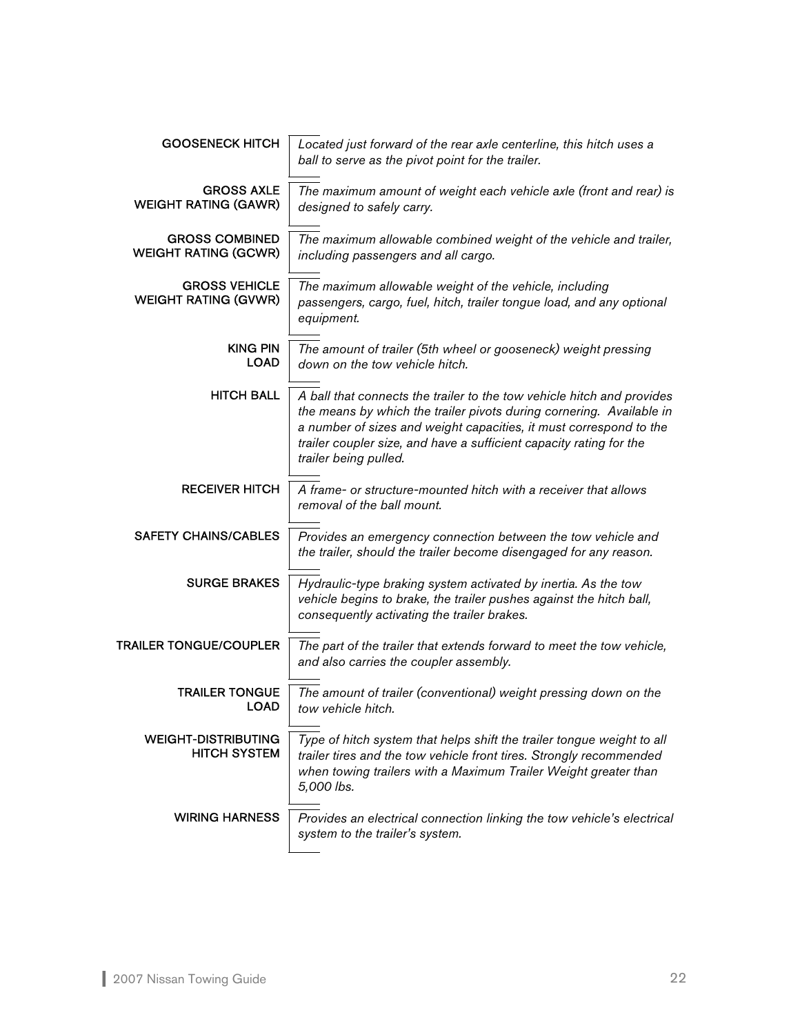**GOOSENECK HITCH**
*Located just forward of the rear axle centerline, this hitch uses a ball to serve as the pivot point for the trailer.*

**GROSS AXLE WEIGHT RATING (GAWR)**
*The maximum amount of weight each vehicle axle (front and rear) is designed to safely carry.*

**GROSS COMBINED WEIGHT RATING (GCWR)**
*The maximum allowable combined weight of the vehicle and trailer, including passengers and all cargo.*

**GROSS VEHICLE WEIGHT RATING (GVWR)**
*The maximum allowable weight of the vehicle, including passengers, cargo, fuel, hitch, trailer tongue load, and any optional equipment.*

**KING PIN LOAD**
*The amount of trailer (5th wheel or gooseneck) weight pressing down on the tow vehicle hitch.*

**HITCH BALL**
*A ball that connects the trailer to the tow vehicle hitch and provides the means by which the trailer pivots during cornering. Available in a number of sizes and weight capacities, it must correspond to the trailer coupler size, and have a sufficient capacity rating for the trailer being pulled.*

**RECEIVER HITCH**
*A frame- or structure-mounted hitch with a receiver that allows removal of the ball mount.*

**SAFETY CHAINS/CABLES**
*Provides an emergency connection between the tow vehicle and the trailer, should the trailer become disengaged for any reason.*

**SURGE BRAKES**
*Hydraulic-type braking system activated by inertia. As the tow vehicle begins to brake, the trailer pushes against the hitch ball, consequently activating the trailer brakes.*

**TRAILER TONGUE/COUPLER**
*The part of the trailer that extends forward to meet the tow vehicle, and also carries the coupler assembly.*

**TRAILER TONGUE LOAD**
*The amount of trailer (conventional) weight pressing down on the tow vehicle hitch.*

**WEIGHT-DISTRIBUTING HITCH SYSTEM**
*Type of hitch system that helps shift the trailer tongue weight to all trailer tires and the tow vehicle front tires. Strongly recommended when towing trailers with a Maximum Trailer Weight greater than 5,000 lbs.*

**WIRING HARNESS**
*Provides an electrical connection linking the tow vehicle's electrical system to the trailer's system.*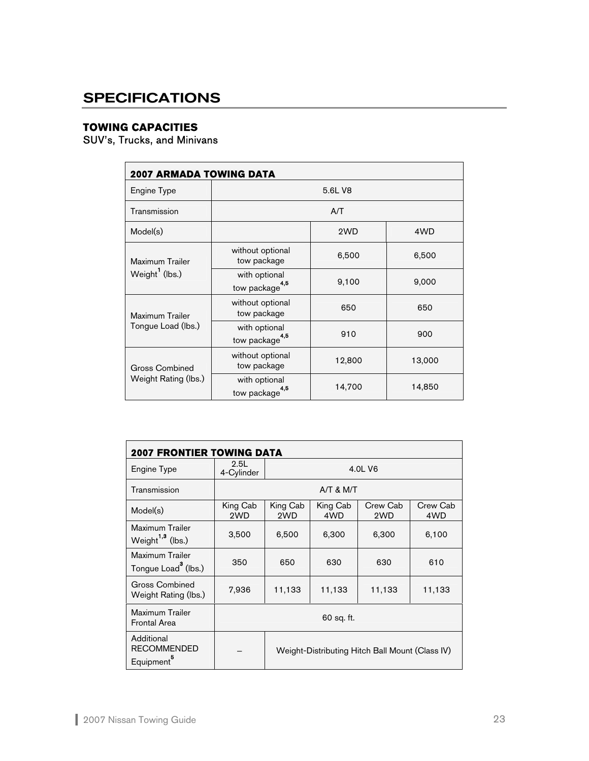# SPECIFICATIONS

## TOWING CAPACITIES

SUV's, Trucks, and Minivans

| 2007 ARMADA TOWING DATA | | | |
|---|---|---|---|
| Engine Type | 5.6L V8 | | |
| Transmission | A/T | | |
| Model(s) | | 2WD | 4WD |
| Maximum Trailer Weight[1] (lbs.) | without optional tow package | 6,500 | 6,500 |
| | with optional tow package[4,5] | 9,100 | 9,000 |
| Maximum Trailer Tongue Load (lbs.) | without optional tow package | 650 | 650 |
| | with optional tow package[4,5] | 910 | 900 |
| Gross Combined Weight Rating (lbs.) | without optional tow package | 12,800 | 13,000 |
| | with optional tow package[4,5] | 14,700 | 14,850 |

| 2007 FRONTIER TOWING DATA | | | | | |
|---|---|---|---|---|---|
| Engine Type | 2.5L 4-Cylinder | 4.0L V6 | | | |
| Transmission | A/T & M/T | | | | |
| Model(s) | King Cab 2WD | King Cab 2WD | King Cab 4WD | Crew Cab 2WD | Crew Cab 4WD |
| Maximum Trailer Weight[1,3] (lbs.) | 3,500 | 6,500 | 6,300 | 6,300 | 6,100 |
| Maximum Trailer Tongue Load[3] (lbs.) | 350 | 650 | 630 | 630 | 610 |
| Gross Combined Weight Rating (lbs.) | 7,936 | 11,133 | 11,133 | 11,133 | 11,133 |
| Maximum Trailer Frontal Area | 60 sq. ft. | | | | |
| Additional RECOMMENDED Equipment[5] | – | Weight-Distributing Hitch Ball Mount (Class IV) | | | |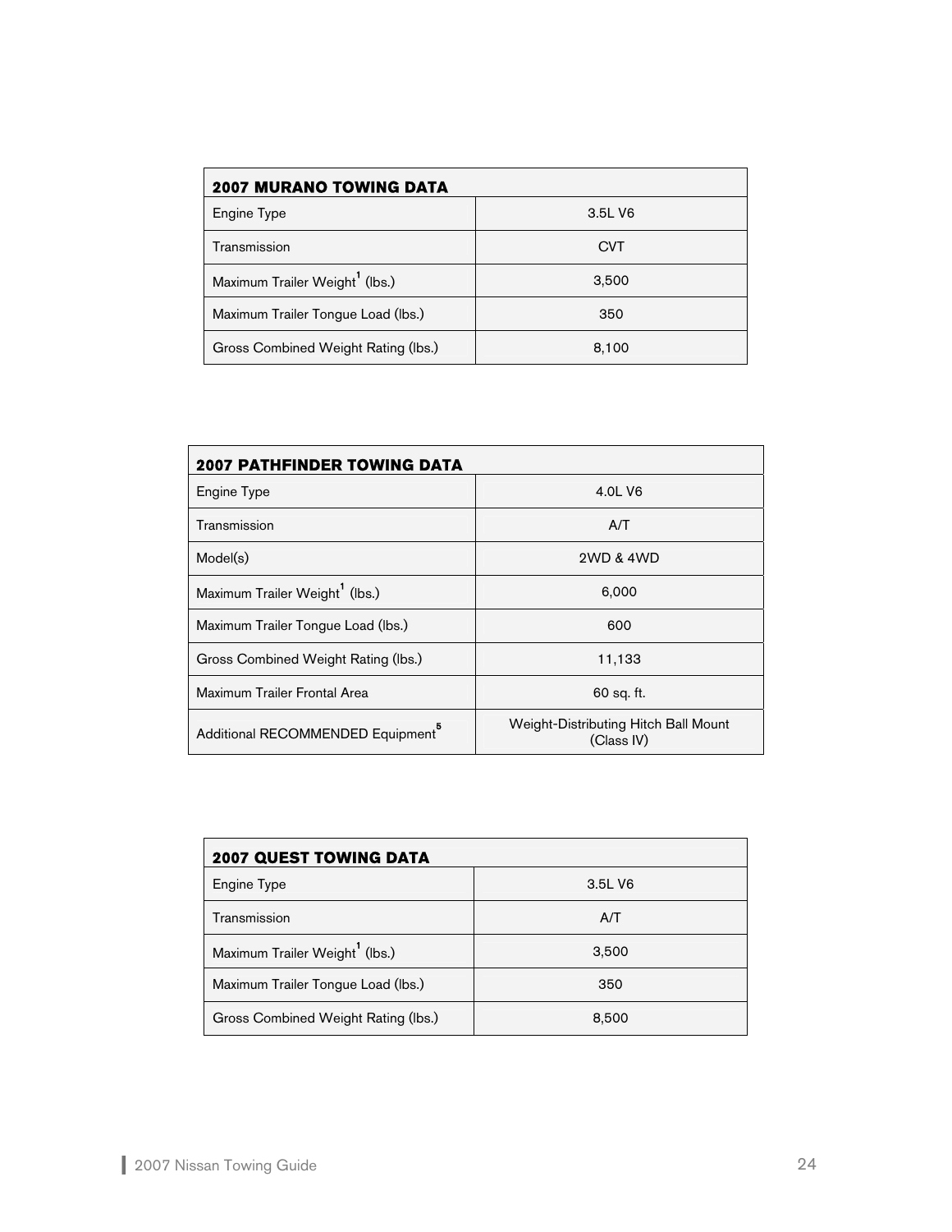| 2007 MURANO TOWING DATA | |
|---|---|
| Engine Type | 3.5L V6 |
| Transmission | CVT |
| Maximum Trailer Weight[1] (lbs.) | 3,500 |
| Maximum Trailer Tongue Load (lbs.) | 350 |
| Gross Combined Weight Rating (lbs.) | 8,100 |

| 2007 PATHFINDER TOWING DATA | |
|---|---|
| Engine Type | 4.0L V6 |
| Transmission | A/T |
| Model(s) | 2WD & 4WD |
| Maximum Trailer Weight[1] (lbs.) | 6,000 |
| Maximum Trailer Tongue Load (lbs.) | 600 |
| Gross Combined Weight Rating (lbs.) | 11,133 |
| Maximum Trailer Frontal Area | 60 sq. ft. |
| Additional RECOMMENDED Equipment[5] | Weight-Distributing Hitch Ball Mount (Class IV) |

| 2007 QUEST TOWING DATA | |
|---|---|
| Engine Type | 3.5L V6 |
| Transmission | A/T |
| Maximum Trailer Weight[1] (lbs.) | 3,500 |
| Maximum Trailer Tongue Load (lbs.) | 350 |
| Gross Combined Weight Rating (lbs.) | 8,500 |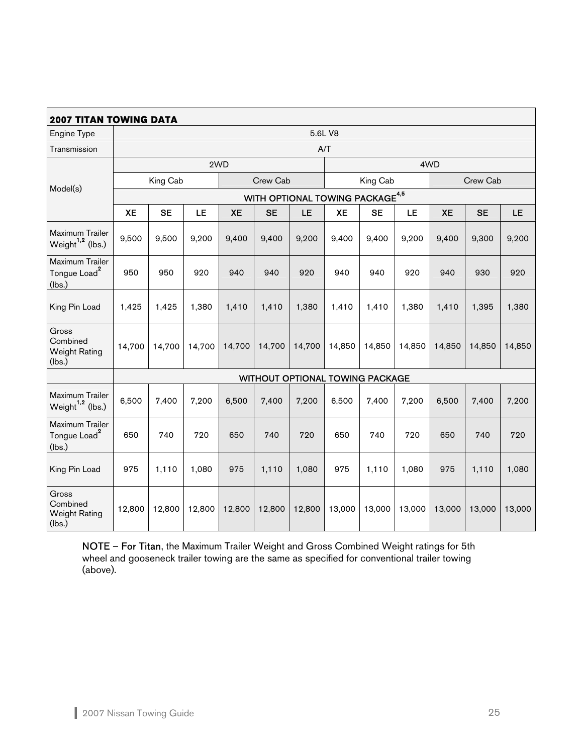| 2007 TITAN TOWING DATA | | | | | | | | | | | | |
|---|---|---|---|---|---|---|---|---|---|---|---|---|
| Engine Type | 5.6L V8 | | | | | | | | | | | |
| Transmission | A/T | | | | | | | | | | | |
| Model(s) | 2WD | | | | | | 4WD | | | | | |
| | King Cab | | | Crew Cab | | | King Cab | | | Crew Cab | | |
| | WITH OPTIONAL TOWING PACKAGE[4,5] | | | | | | | | | | | |
| | XE | SE | LE | XE | SE | LE | XE | SE | LE | XE | SE | LE |
| Maximum Trailer Weight[1,2] (lbs.) | 9,500 | 9,500 | 9,200 | 9,400 | 9,400 | 9,200 | 9,400 | 9,400 | 9,200 | 9,400 | 9,300 | 9,200 |
| Maximum Trailer Tongue Load[2] (lbs.) | 950 | 950 | 920 | 940 | 940 | 920 | 940 | 940 | 920 | 940 | 930 | 920 |
| King Pin Load | 1,425 | 1,425 | 1,380 | 1,410 | 1,410 | 1,380 | 1,410 | 1,410 | 1,380 | 1,410 | 1,395 | 1,380 |
| Gross Combined Weight Rating (lbs.) | 14,700 | 14,700 | 14,700 | 14,700 | 14,700 | 14,700 | 14,850 | 14,850 | 14,850 | 14,850 | 14,850 | 14,850 |
| | WITHOUT OPTIONAL TOWING PACKAGE | | | | | | | | | | | |
| Maximum Trailer Weight[1,2] (lbs.) | 6,500 | 7,400 | 7,200 | 6,500 | 7,400 | 7,200 | 6,500 | 7,400 | 7,200 | 6,500 | 7,400 | 7,200 |
| Maximum Trailer Tongue Load[2] (lbs.) | 650 | 740 | 720 | 650 | 740 | 720 | 650 | 740 | 720 | 650 | 740 | 720 |
| King Pin Load | 975 | 1,110 | 1,080 | 975 | 1,110 | 1,080 | 975 | 1,110 | 1,080 | 975 | 1,110 | 1,080 |
| Gross Combined Weight Rating (lbs.) | 12,800 | 12,800 | 12,800 | 12,800 | 12,800 | 12,800 | 13,000 | 13,000 | 13,000 | 13,000 | 13,000 | 13,000 |

NOTE – For Titan, the Maximum Trailer Weight and Gross Combined Weight ratings for 5th wheel and gooseneck trailer towing are the same as specified for conventional trailer towing (above).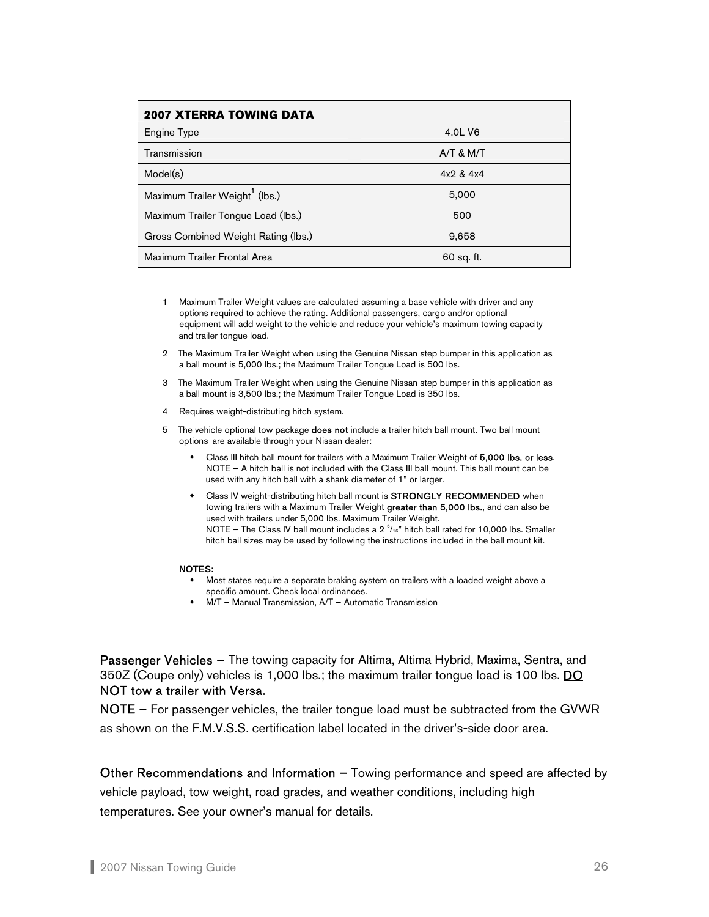| 2007 XTERRA TOWING DATA | |
|---|---|
| Engine Type | 4.0L V6 |
| Transmission | A/T & M/T |
| Model(s) | 4x2 & 4x4 |
| Maximum Trailer Weight[1] (lbs.) | 5,000 |
| Maximum Trailer Tongue Load (lbs.) | 500 |
| Gross Combined Weight Rating (lbs.) | 9,658 |
| Maximum Trailer Frontal Area | 60 sq. ft. |

1 Maximum Trailer Weight values are calculated assuming a base vehicle with driver and any options required to achieve the rating. Additional passengers, cargo and/or optional equipment will add weight to the vehicle and reduce your vehicle's maximum towing capacity and trailer tongue load.

2 The Maximum Trailer Weight when using the Genuine Nissan step bumper in this application as a ball mount is 5,000 lbs.; the Maximum Trailer Tongue Load is 500 lbs.

3 The Maximum Trailer Weight when using the Genuine Nissan step bumper in this application as a ball mount is 3,500 lbs.; the Maximum Trailer Tongue Load is 350 lbs.

4 Requires weight-distributing hitch system.

5 The vehicle optional tow package **does not** include a trailer hitch ball mount. Two ball mount options are available through your Nissan dealer:

- Class III hitch ball mount for trailers with a Maximum Trailer Weight of **5,000 lbs. or less**. NOTE – A hitch ball is not included with the Class III ball mount. This ball mount can be used with any hitch ball with a shank diameter of 1" or larger.
- Class IV weight-distributing hitch ball mount is **STRONGLY RECOMMENDED** when towing trailers with a Maximum Trailer Weight **greater than 5,000 lbs.**, and can also be used with trailers under 5,000 lbs. Maximum Trailer Weight. NOTE – The Class IV ball mount includes a 2 5/16" hitch ball rated for 10,000 lbs. Smaller hitch ball sizes may be used by following the instructions included in the ball mount kit.

NOTES:

- Most states require a separate braking system on trailers with a loaded weight above a specific amount. Check local ordinances.
- M/T – Manual Transmission, A/T – Automatic Transmission

**Passenger Vehicles –** The towing capacity for Altima, Altima Hybrid, Maxima, Sentra, and 350Z (Coupe only) vehicles is 1,000 lbs.; the maximum trailer tongue load is 100 lbs. **DO NOT tow a trailer with Versa.**

**NOTE –** For passenger vehicles, the trailer tongue load must be subtracted from the GVWR as shown on the F.M.V.S.S. certification label located in the driver's-side door area.

**Other Recommendations and Information –** Towing performance and speed are affected by vehicle payload, tow weight, road grades, and weather conditions, including high temperatures. See your owner's manual for details.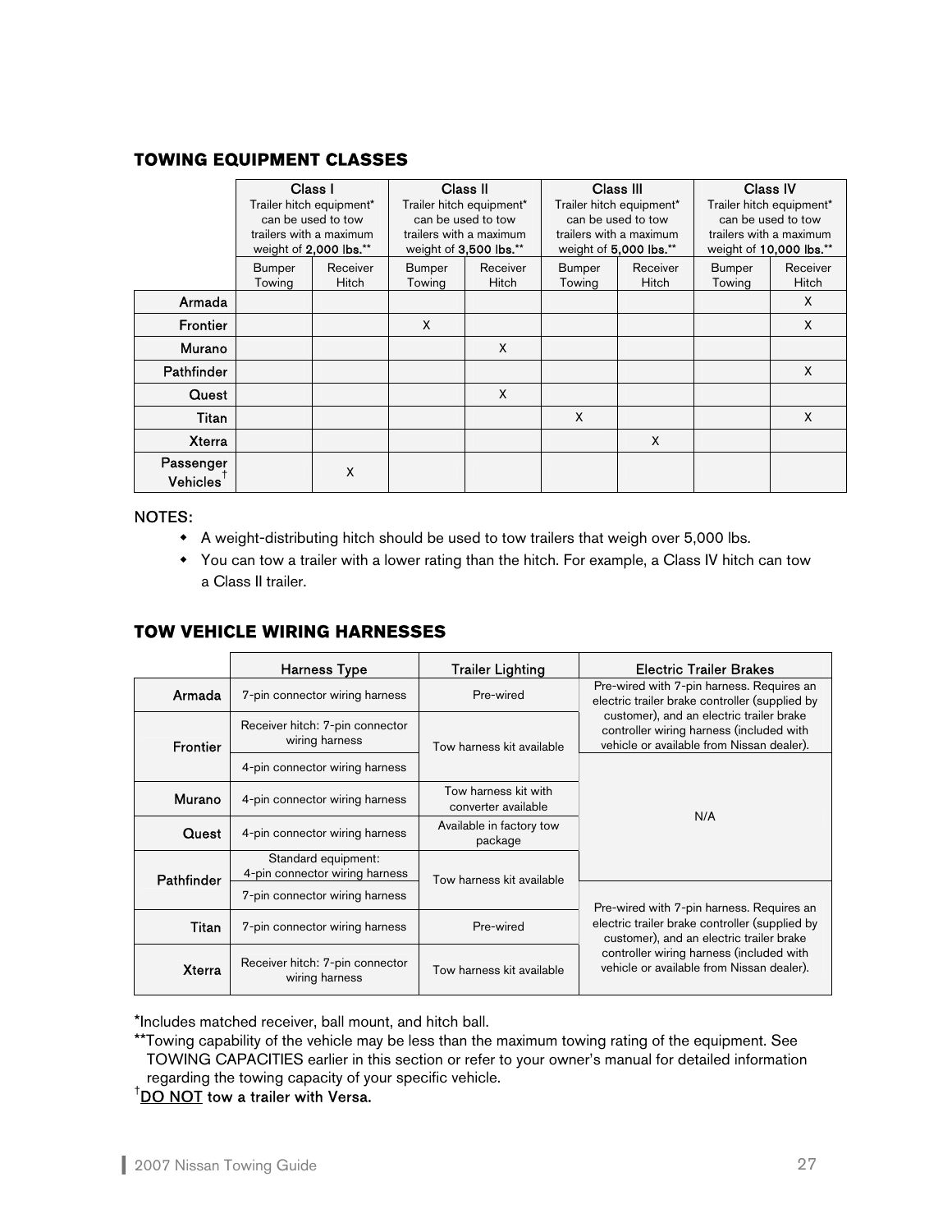## TOWING EQUIPMENT CLASSES

| | Class I<br>Trailer hitch equipment* can be used to tow trailers with a maximum weight of **2,000 lbs.**** | | Class II<br>Trailer hitch equipment* can be used to tow trailers with a maximum weight of **3,500 lbs.**** | | Class III<br>Trailer hitch equipment* can be used to tow trailers with a maximum weight of **5,000 lbs.**** | | Class IV<br>Trailer hitch equipment* can be used to tow trailers with a maximum weight of **10,000 lbs.**** | |
|---|---|---|---|---|---|---|---|---|
| | Bumper Towing | Receiver Hitch | Bumper Towing | Receiver Hitch | Bumper Towing | Receiver Hitch | Bumper Towing | Receiver Hitch |
| Armada | | | | | | | | X |
| Frontier | | | X | | | | | X |
| Murano | | | | X | | | | |
| Pathfinder | | | | | | | | X |
| Quest | | | | X | | | | |
| Titan | | | | | X | | | X |
| Xterra | | | | | | X | | |
| Passenger Vehicles[†] | | X | | | | | | |

NOTES:

- A weight-distributing hitch should be used to tow trailers that weigh over 5,000 lbs.
- You can tow a trailer with a lower rating than the hitch. For example, a Class IV hitch can tow a Class II trailer.

## TOW VEHICLE WIRING HARNESSES

| | Harness Type | Trailer Lighting | Electric Trailer Brakes |
|---|---|---|---|
| Armada | 7-pin connector wiring harness | Pre-wired | Pre-wired with 7-pin harness. Requires an electric trailer brake controller (supplied by customer), and an electric trailer brake controller wiring harness (included with vehicle or available from Nissan dealer). |
| Frontier | Receiver hitch: 7-pin connector wiring harness | Tow harness kit available | Pre-wired with 7-pin harness. Requires an electric trailer brake controller (supplied by customer), and an electric trailer brake controller wiring harness (included with vehicle or available from Nissan dealer). |
| | 4-pin connector wiring harness | Tow harness kit available | N/A |
| Murano | 4-pin connector wiring harness | Tow harness kit with converter available | N/A |
| Quest | 4-pin connector wiring harness | Available in factory tow package | N/A |
| Pathfinder | Standard equipment: 4-pin connector wiring harness | Tow harness kit available | N/A |
| | 7-pin connector wiring harness | Tow harness kit available | Pre-wired with 7-pin harness. Requires an electric trailer brake controller (supplied by customer), and an electric trailer brake controller wiring harness (included with vehicle or available from Nissan dealer). |
| Titan | 7-pin connector wiring harness | Pre-wired | Pre-wired with 7-pin harness. Requires an electric trailer brake controller (supplied by customer), and an electric trailer brake controller wiring harness (included with vehicle or available from Nissan dealer). |
| Xterra | Receiver hitch: 7-pin connector wiring harness | Tow harness kit available | Pre-wired with 7-pin harness. Requires an electric trailer brake controller (supplied by customer), and an electric trailer brake controller wiring harness (included with vehicle or available from Nissan dealer). |

*Includes matched receiver, ball mount, and hitch ball.

**Towing capability of the vehicle may be less than the maximum towing rating of the equipment. See TOWING CAPACITIES earlier in this section or refer to your owner's manual for detailed information regarding the towing capacity of your specific vehicle.

[†]**DO NOT tow a trailer with Versa.**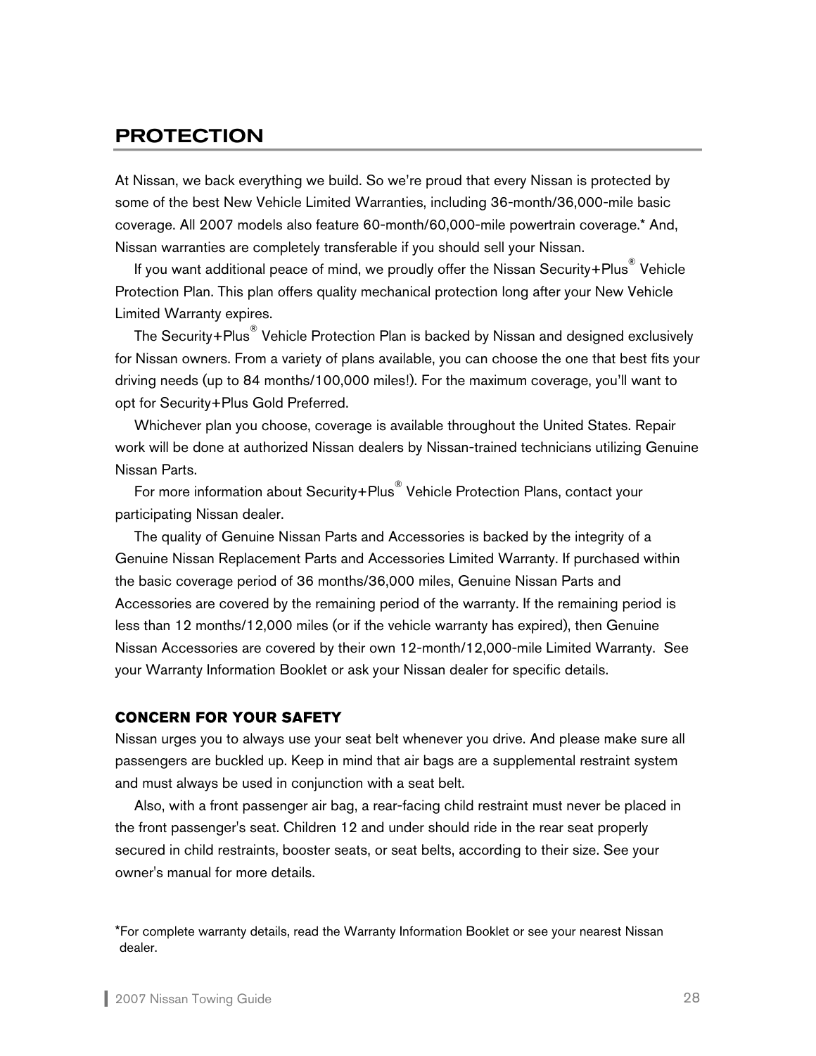# PROTECTION

At Nissan, we back everything we build. So we're proud that every Nissan is protected by some of the best New Vehicle Limited Warranties, including 36-month/36,000-mile basic coverage. All 2007 models also feature 60-month/60,000-mile powertrain coverage.* And, Nissan warranties are completely transferable if you should sell your Nissan.

If you want additional peace of mind, we proudly offer the Nissan Security+Plus® Vehicle Protection Plan. This plan offers quality mechanical protection long after your New Vehicle Limited Warranty expires.

The Security+Plus® Vehicle Protection Plan is backed by Nissan and designed exclusively for Nissan owners. From a variety of plans available, you can choose the one that best fits your driving needs (up to 84 months/100,000 miles!). For the maximum coverage, you'll want to opt for Security+Plus Gold Preferred.

Whichever plan you choose, coverage is available throughout the United States. Repair work will be done at authorized Nissan dealers by Nissan-trained technicians utilizing Genuine Nissan Parts.

For more information about Security+Plus® Vehicle Protection Plans, contact your participating Nissan dealer.

The quality of Genuine Nissan Parts and Accessories is backed by the integrity of a Genuine Nissan Replacement Parts and Accessories Limited Warranty. If purchased within the basic coverage period of 36 months/36,000 miles, Genuine Nissan Parts and Accessories are covered by the remaining period of the warranty. If the remaining period is less than 12 months/12,000 miles (or if the vehicle warranty has expired), then Genuine Nissan Accessories are covered by their own 12-month/12,000-mile Limited Warranty. See your Warranty Information Booklet or ask your Nissan dealer for specific details.

### CONCERN FOR YOUR SAFETY

Nissan urges you to always use your seat belt whenever you drive. And please make sure all passengers are buckled up. Keep in mind that air bags are a supplemental restraint system and must always be used in conjunction with a seat belt.

Also, with a front passenger air bag, a rear-facing child restraint must never be placed in the front passenger's seat. Children 12 and under should ride in the rear seat properly secured in child restraints, booster seats, or seat belts, according to their size. See your owner's manual for more details.

*For complete warranty details, read the Warranty Information Booklet or see your nearest Nissan dealer.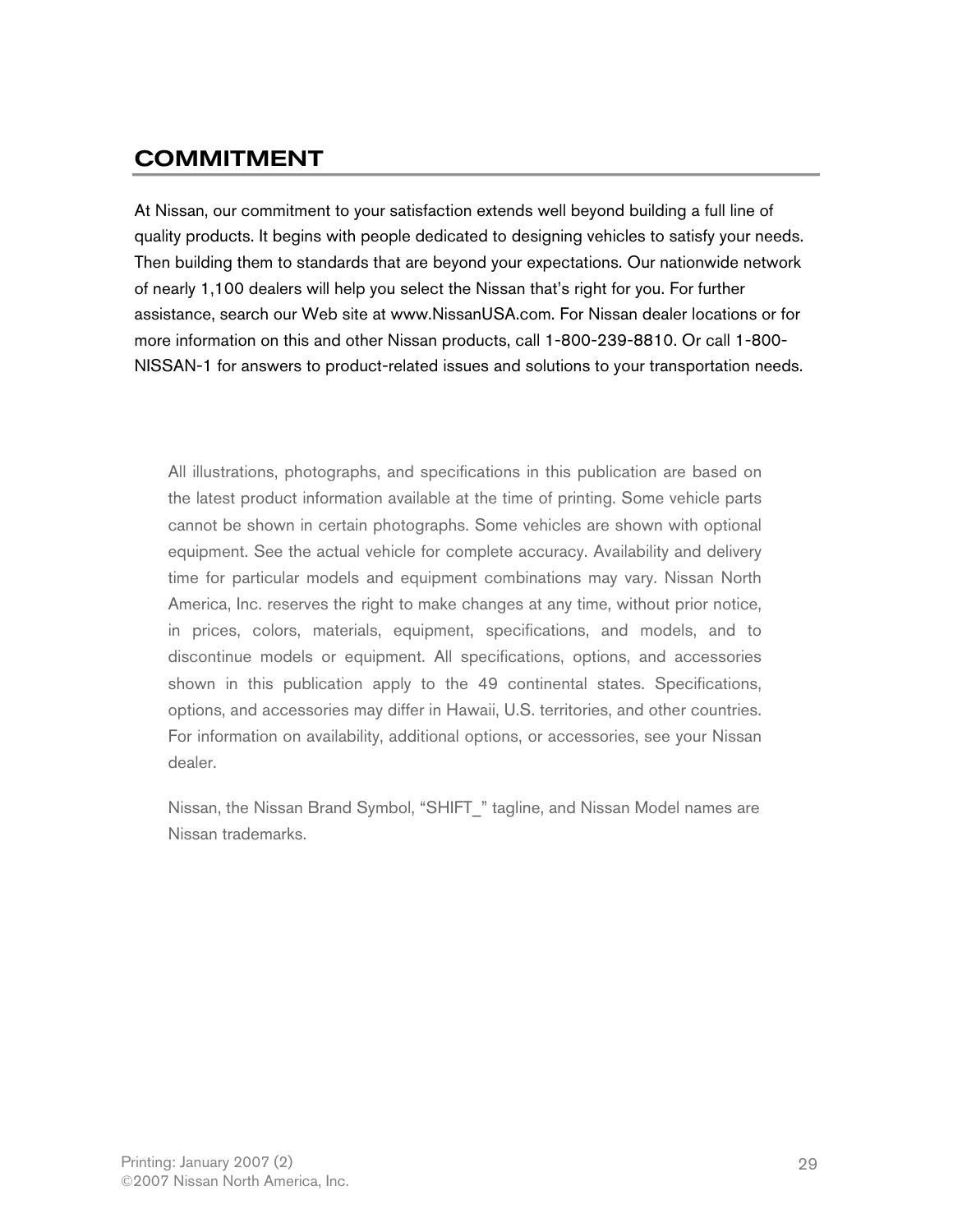## COMMITMENT

At Nissan, our commitment to your satisfaction extends well beyond building a full line of quality products. It begins with people dedicated to designing vehicles to satisfy your needs. Then building them to standards that are beyond your expectations. Our nationwide network of nearly 1,100 dealers will help you select the Nissan that's right for you. For further assistance, search our Web site at www.NissanUSA.com. For Nissan dealer locations or for more information on this and other Nissan products, call 1-800-239-8810. Or call 1-800-NISSAN-1 for answers to product-related issues and solutions to your transportation needs.

All illustrations, photographs, and specifications in this publication are based on the latest product information available at the time of printing. Some vehicle parts cannot be shown in certain photographs. Some vehicles are shown with optional equipment. See the actual vehicle for complete accuracy. Availability and delivery time for particular models and equipment combinations may vary. Nissan North America, Inc. reserves the right to make changes at any time, without prior notice, in prices, colors, materials, equipment, specifications, and models, and to discontinue models or equipment. All specifications, options, and accessories shown in this publication apply to the 49 continental states. Specifications, options, and accessories may differ in Hawaii, U.S. territories, and other countries. For information on availability, additional options, or accessories, see your Nissan dealer.

Nissan, the Nissan Brand Symbol, "SHIFT_" tagline, and Nissan Model names are Nissan trademarks.

Printing: January 2007 (2)
©2007 Nissan North America, Inc.